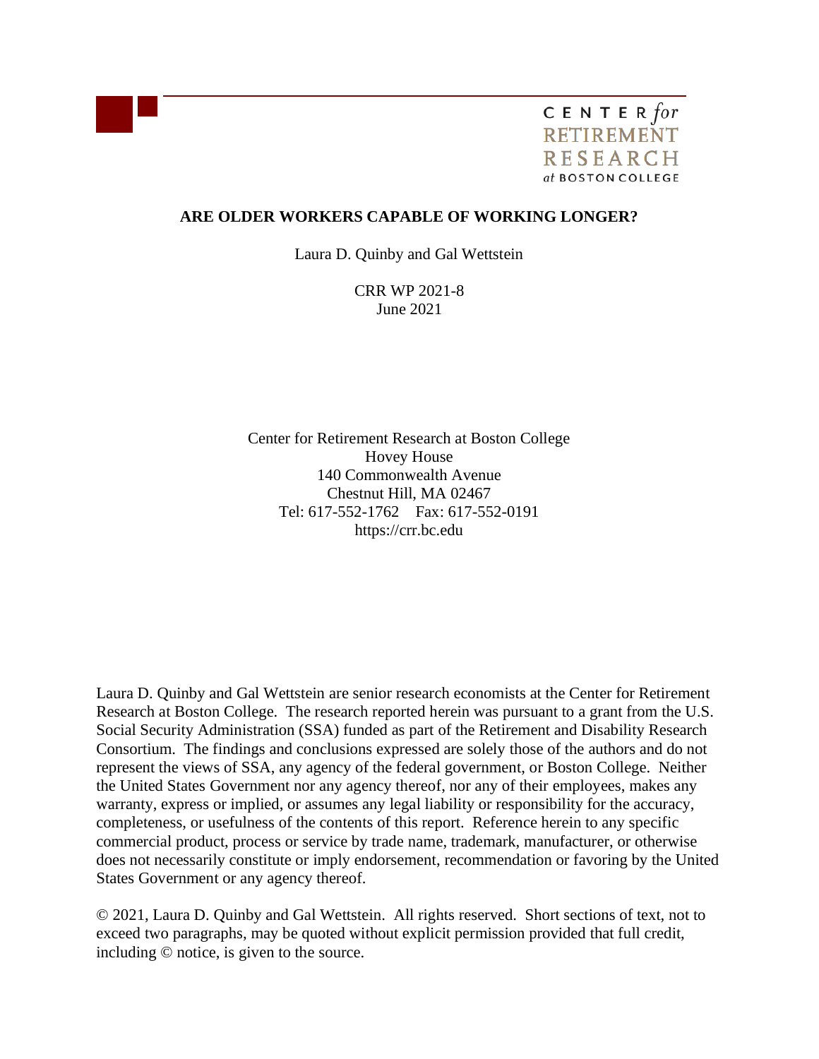CENTER *for* RETIREMENT RESEARCH *at* BOSTON COLLEGE

# ARE OLDER WORKERS CAPABLE OF WORKING LONGER?

Laura D. Quinby and Gal Wettstein

CRR WP 2021-8
June 2021

Center for Retirement Research at Boston College
Hovey House
140 Commonwealth Avenue
Chestnut Hill, MA 02467
Tel: 617-552-1762 Fax: 617-552-0191
https://crr.bc.edu

Laura D. Quinby and Gal Wettstein are senior research economists at the Center for Retirement Research at Boston College. The research reported herein was pursuant to a grant from the U.S. Social Security Administration (SSA) funded as part of the Retirement and Disability Research Consortium. The findings and conclusions expressed are solely those of the authors and do not represent the views of SSA, any agency of the federal government, or Boston College. Neither the United States Government nor any agency thereof, nor any of their employees, makes any warranty, express or implied, or assumes any legal liability or responsibility for the accuracy, completeness, or usefulness of the contents of this report. Reference herein to any specific commercial product, process or service by trade name, trademark, manufacturer, or otherwise does not necessarily constitute or imply endorsement, recommendation or favoring by the United States Government or any agency thereof.

© 2021, Laura D. Quinby and Gal Wettstein. All rights reserved. Short sections of text, not to exceed two paragraphs, may be quoted without explicit permission provided that full credit, including © notice, is given to the source.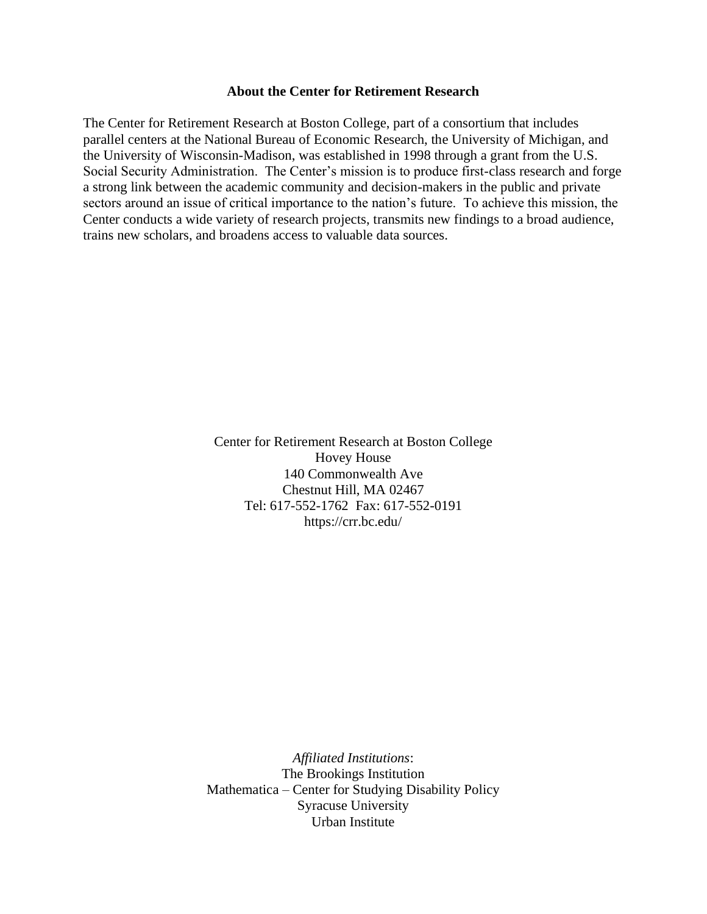**About the Center for Retirement Research**

The Center for Retirement Research at Boston College, part of a consortium that includes parallel centers at the National Bureau of Economic Research, the University of Michigan, and the University of Wisconsin-Madison, was established in 1998 through a grant from the U.S. Social Security Administration. The Center's mission is to produce first-class research and forge a strong link between the academic community and decision-makers in the public and private sectors around an issue of critical importance to the nation's future. To achieve this mission, the Center conducts a wide variety of research projects, transmits new findings to a broad audience, trains new scholars, and broadens access to valuable data sources.

Center for Retirement Research at Boston College
Hovey House
140 Commonwealth Ave
Chestnut Hill, MA 02467
Tel: 617-552-1762 Fax: 617-552-0191
https://crr.bc.edu/

*Affiliated Institutions*:
The Brookings Institution
Mathematica – Center for Studying Disability Policy
Syracuse University
Urban Institute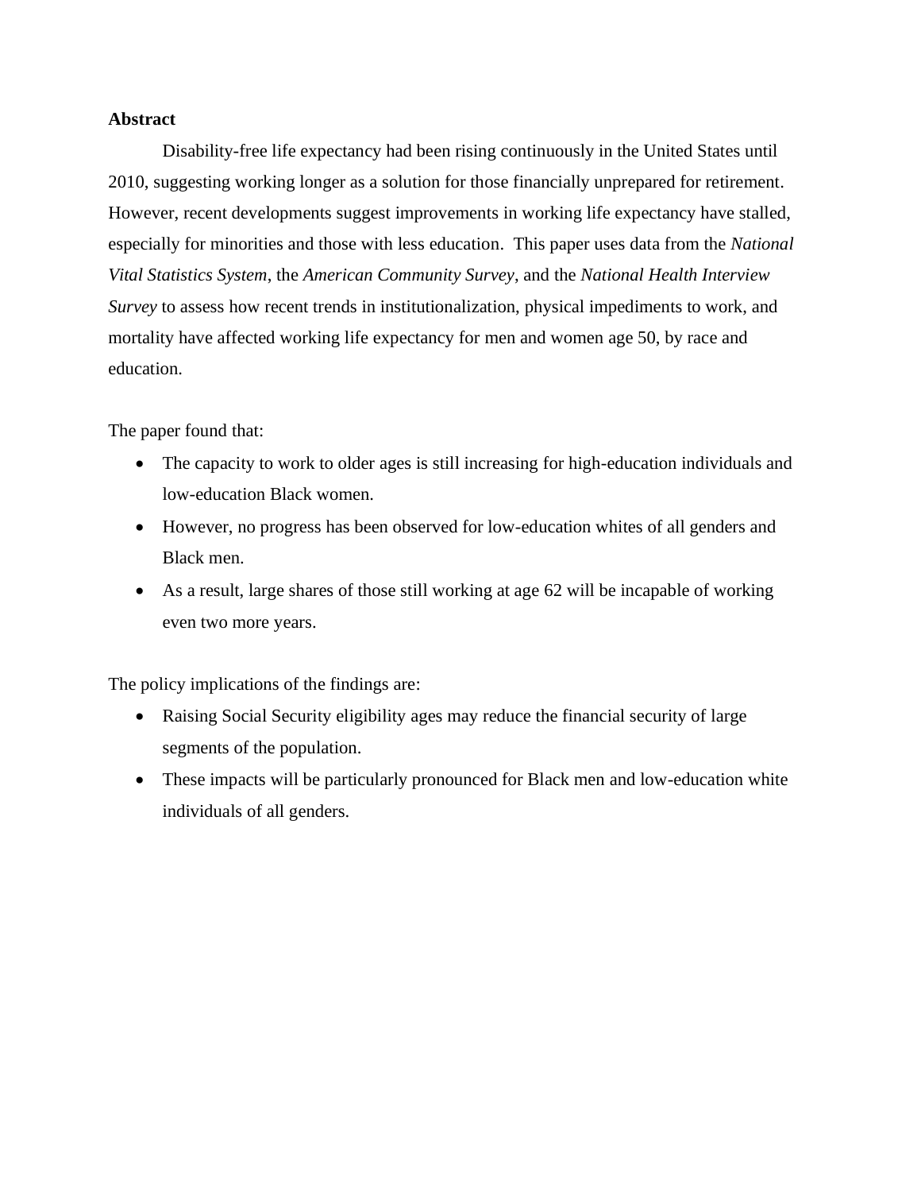**Abstract**

Disability-free life expectancy had been rising continuously in the United States until 2010, suggesting working longer as a solution for those financially unprepared for retirement. However, recent developments suggest improvements in working life expectancy have stalled, especially for minorities and those with less education. This paper uses data from the *National Vital Statistics System*, the *American Community Survey*, and the *National Health Interview Survey* to assess how recent trends in institutionalization, physical impediments to work, and mortality have affected working life expectancy for men and women age 50, by race and education.

The paper found that:

- The capacity to work to older ages is still increasing for high-education individuals and low-education Black women.
- However, no progress has been observed for low-education whites of all genders and Black men.
- As a result, large shares of those still working at age 62 will be incapable of working even two more years.

The policy implications of the findings are:

- Raising Social Security eligibility ages may reduce the financial security of large segments of the population.
- These impacts will be particularly pronounced for Black men and low-education white individuals of all genders.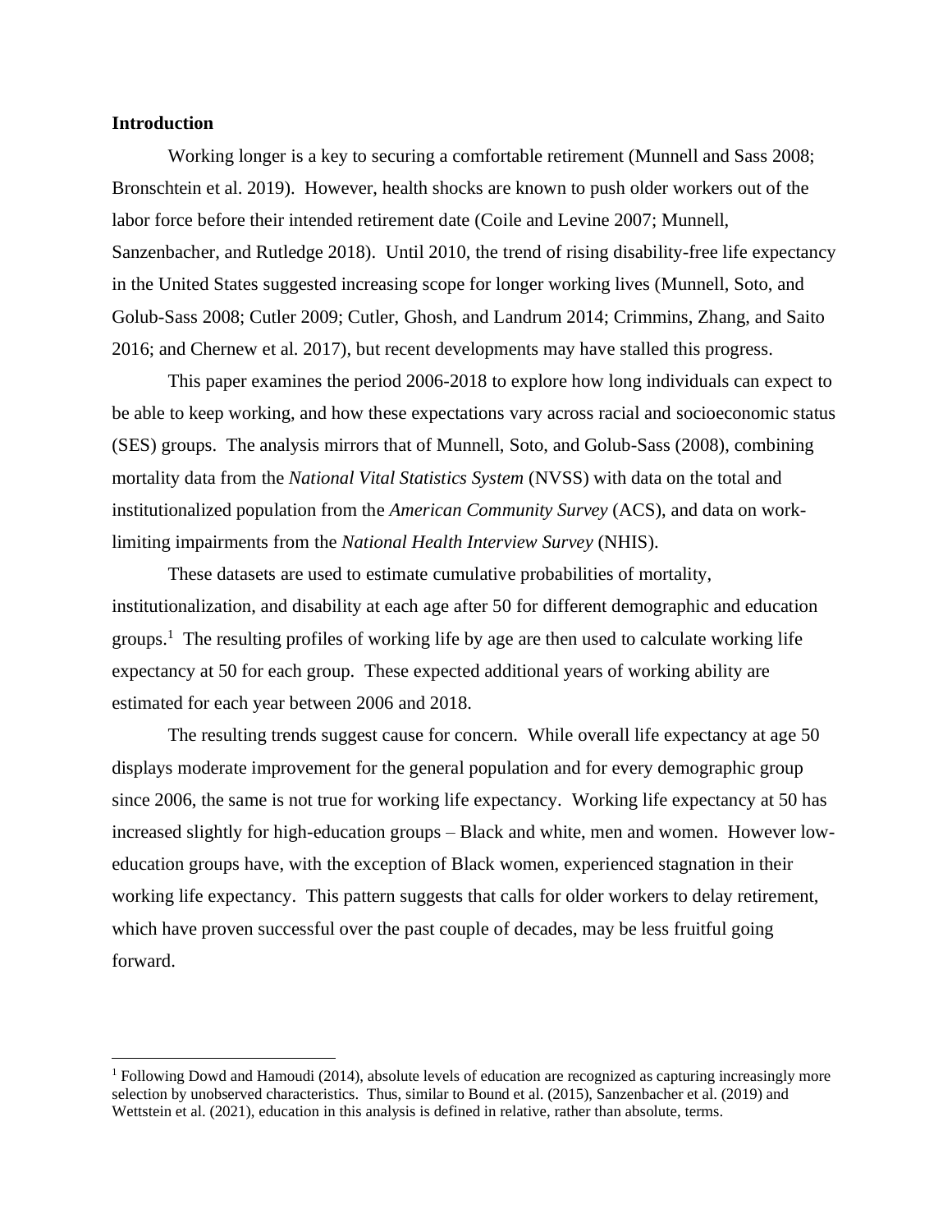## Introduction

Working longer is a key to securing a comfortable retirement (Munnell and Sass 2008; Bronschtein et al. 2019). However, health shocks are known to push older workers out of the labor force before their intended retirement date (Coile and Levine 2007; Munnell, Sanzenbacher, and Rutledge 2018). Until 2010, the trend of rising disability-free life expectancy in the United States suggested increasing scope for longer working lives (Munnell, Soto, and Golub-Sass 2008; Cutler 2009; Cutler, Ghosh, and Landrum 2014; Crimmins, Zhang, and Saito 2016; and Chernew et al. 2017), but recent developments may have stalled this progress.

This paper examines the period 2006-2018 to explore how long individuals can expect to be able to keep working, and how these expectations vary across racial and socioeconomic status (SES) groups. The analysis mirrors that of Munnell, Soto, and Golub-Sass (2008), combining mortality data from the *National Vital Statistics System* (NVSS) with data on the total and institutionalized population from the *American Community Survey* (ACS), and data on work-limiting impairments from the *National Health Interview Survey* (NHIS).

These datasets are used to estimate cumulative probabilities of mortality, institutionalization, and disability at each age after 50 for different demographic and education groups.[1] The resulting profiles of working life by age are then used to calculate working life expectancy at 50 for each group. These expected additional years of working ability are estimated for each year between 2006 and 2018.

The resulting trends suggest cause for concern. While overall life expectancy at age 50 displays moderate improvement for the general population and for every demographic group since 2006, the same is not true for working life expectancy. Working life expectancy at 50 has increased slightly for high-education groups – Black and white, men and women. However low-education groups have, with the exception of Black women, experienced stagnation in their working life expectancy. This pattern suggests that calls for older workers to delay retirement, which have proven successful over the past couple of decades, may be less fruitful going forward.

[1] Following Dowd and Hamoudi (2014), absolute levels of education are recognized as capturing increasingly more selection by unobserved characteristics. Thus, similar to Bound et al. (2015), Sanzenbacher et al. (2019) and Wettstein et al. (2021), education in this analysis is defined in relative, rather than absolute, terms.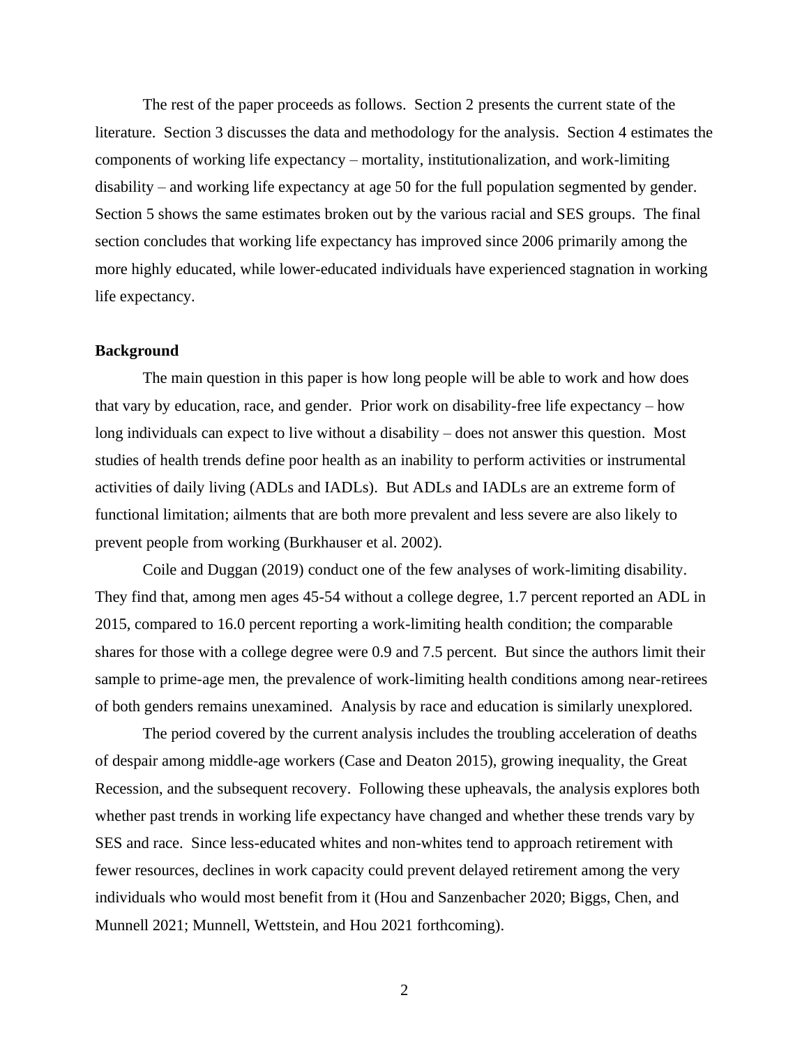The rest of the paper proceeds as follows. Section 2 presents the current state of the literature. Section 3 discusses the data and methodology for the analysis. Section 4 estimates the components of working life expectancy – mortality, institutionalization, and work-limiting disability – and working life expectancy at age 50 for the full population segmented by gender. Section 5 shows the same estimates broken out by the various racial and SES groups. The final section concludes that working life expectancy has improved since 2006 primarily among the more highly educated, while lower-educated individuals have experienced stagnation in working life expectancy.

## Background

The main question in this paper is how long people will be able to work and how does that vary by education, race, and gender. Prior work on disability-free life expectancy – how long individuals can expect to live without a disability – does not answer this question. Most studies of health trends define poor health as an inability to perform activities or instrumental activities of daily living (ADLs and IADLs). But ADLs and IADLs are an extreme form of functional limitation; ailments that are both more prevalent and less severe are also likely to prevent people from working (Burkhauser et al. 2002).

Coile and Duggan (2019) conduct one of the few analyses of work-limiting disability. They find that, among men ages 45-54 without a college degree, 1.7 percent reported an ADL in 2015, compared to 16.0 percent reporting a work-limiting health condition; the comparable shares for those with a college degree were 0.9 and 7.5 percent. But since the authors limit their sample to prime-age men, the prevalence of work-limiting health conditions among near-retirees of both genders remains unexamined. Analysis by race and education is similarly unexplored.

The period covered by the current analysis includes the troubling acceleration of deaths of despair among middle-age workers (Case and Deaton 2015), growing inequality, the Great Recession, and the subsequent recovery. Following these upheavals, the analysis explores both whether past trends in working life expectancy have changed and whether these trends vary by SES and race. Since less-educated whites and non-whites tend to approach retirement with fewer resources, declines in work capacity could prevent delayed retirement among the very individuals who would most benefit from it (Hou and Sanzenbacher 2020; Biggs, Chen, and Munnell 2021; Munnell, Wettstein, and Hou 2021 forthcoming).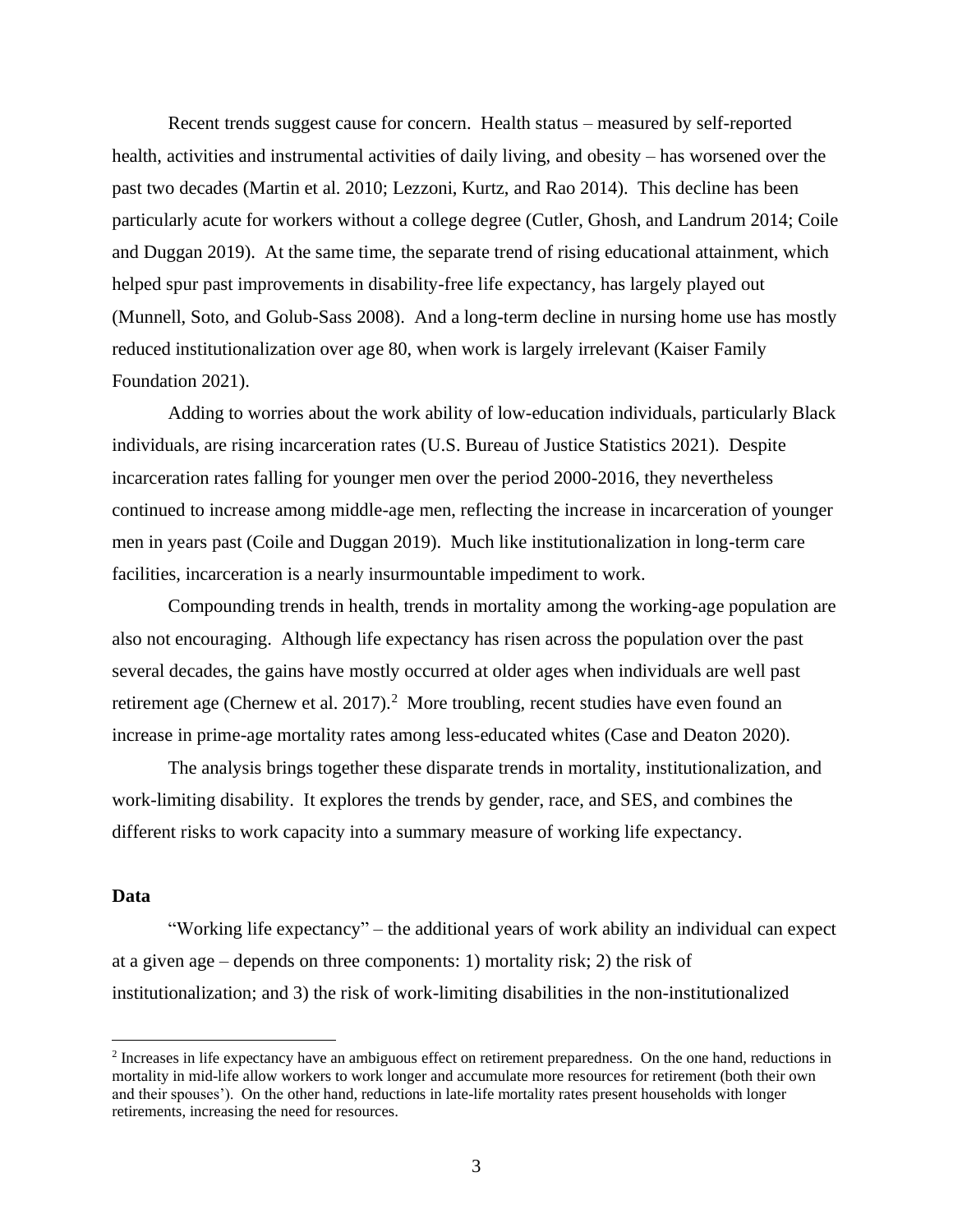Recent trends suggest cause for concern. Health status – measured by self-reported health, activities and instrumental activities of daily living, and obesity – has worsened over the past two decades (Martin et al. 2010; Lezzoni, Kurtz, and Rao 2014). This decline has been particularly acute for workers without a college degree (Cutler, Ghosh, and Landrum 2014; Coile and Duggan 2019). At the same time, the separate trend of rising educational attainment, which helped spur past improvements in disability-free life expectancy, has largely played out (Munnell, Soto, and Golub-Sass 2008). And a long-term decline in nursing home use has mostly reduced institutionalization over age 80, when work is largely irrelevant (Kaiser Family Foundation 2021).

Adding to worries about the work ability of low-education individuals, particularly Black individuals, are rising incarceration rates (U.S. Bureau of Justice Statistics 2021). Despite incarceration rates falling for younger men over the period 2000-2016, they nevertheless continued to increase among middle-age men, reflecting the increase in incarceration of younger men in years past (Coile and Duggan 2019). Much like institutionalization in long-term care facilities, incarceration is a nearly insurmountable impediment to work.

Compounding trends in health, trends in mortality among the working-age population are also not encouraging. Although life expectancy has risen across the population over the past several decades, the gains have mostly occurred at older ages when individuals are well past retirement age (Chernew et al. 2017).[2] More troubling, recent studies have even found an increase in prime-age mortality rates among less-educated whites (Case and Deaton 2020).

The analysis brings together these disparate trends in mortality, institutionalization, and work-limiting disability. It explores the trends by gender, race, and SES, and combines the different risks to work capacity into a summary measure of working life expectancy.

### Data

"Working life expectancy" – the additional years of work ability an individual can expect at a given age – depends on three components: 1) mortality risk; 2) the risk of institutionalization; and 3) the risk of work-limiting disabilities in the non-institutionalized

[2] Increases in life expectancy have an ambiguous effect on retirement preparedness. On the one hand, reductions in mortality in mid-life allow workers to work longer and accumulate more resources for retirement (both their own and their spouses'). On the other hand, reductions in late-life mortality rates present households with longer retirements, increasing the need for resources.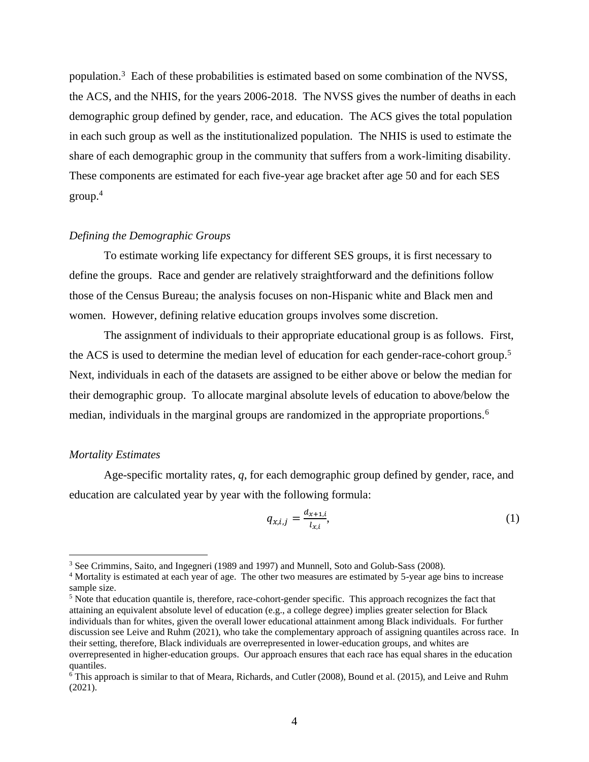population.[3] Each of these probabilities is estimated based on some combination of the NVSS, the ACS, and the NHIS, for the years 2006-2018. The NVSS gives the number of deaths in each demographic group defined by gender, race, and education. The ACS gives the total population in each such group as well as the institutionalized population. The NHIS is used to estimate the share of each demographic group in the community that suffers from a work-limiting disability. These components are estimated for each five-year age bracket after age 50 and for each SES group.[4]

*Defining the Demographic Groups*

To estimate working life expectancy for different SES groups, it is first necessary to define the groups. Race and gender are relatively straightforward and the definitions follow those of the Census Bureau; the analysis focuses on non-Hispanic white and Black men and women. However, defining relative education groups involves some discretion.

The assignment of individuals to their appropriate educational group is as follows. First, the ACS is used to determine the median level of education for each gender-race-cohort group.[5] Next, individuals in each of the datasets are assigned to be either above or below the median for their demographic group. To allocate marginal absolute levels of education to above/below the median, individuals in the marginal groups are randomized in the appropriate proportions.[6]

*Mortality Estimates*

Age-specific mortality rates, *q*, for each demographic group defined by gender, race, and education are calculated year by year with the following formula:

$$q_{x,i,j} = \frac{d_{x+1,i}}{l_{x,i}}, \tag{1}$$

[3] See Crimmins, Saito, and Ingegneri (1989 and 1997) and Munnell, Soto and Golub-Sass (2008).

[4] Mortality is estimated at each year of age. The other two measures are estimated by 5-year age bins to increase sample size.

[5] Note that education quantile is, therefore, race-cohort-gender specific. This approach recognizes the fact that attaining an equivalent absolute level of education (e.g., a college degree) implies greater selection for Black individuals than for whites, given the overall lower educational attainment among Black individuals. For further discussion see Leive and Ruhm (2021), who take the complementary approach of assigning quantiles across race. In their setting, therefore, Black individuals are overrepresented in lower-education groups, and whites are overrepresented in higher-education groups. Our approach ensures that each race has equal shares in the education quantiles.

[6] This approach is similar to that of Meara, Richards, and Cutler (2008), Bound et al. (2015), and Leive and Ruhm (2021).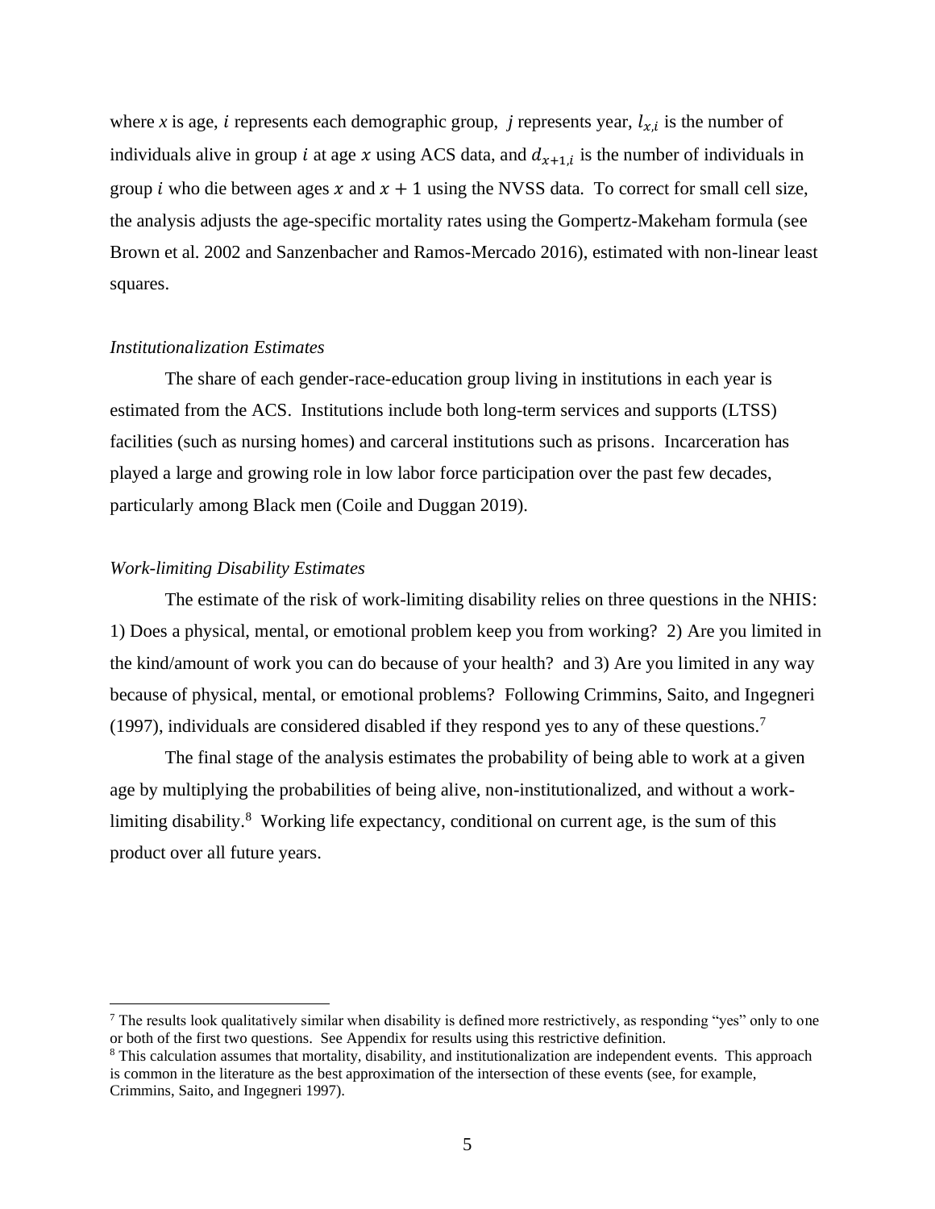where $x$ is age, $i$ represents each demographic group, $j$ represents year, $l_{x,i}$ is the number of individuals alive in group $i$ at age $x$ using ACS data, and $d_{x+1,i}$ is the number of individuals in group $i$ who die between ages $x$ and $x + 1$ using the NVSS data. To correct for small cell size, the analysis adjusts the age-specific mortality rates using the Gompertz-Makeham formula (see Brown et al. 2002 and Sanzenbacher and Ramos-Mercado 2016), estimated with non-linear least squares.

*Institutionalization Estimates*

The share of each gender-race-education group living in institutions in each year is estimated from the ACS. Institutions include both long-term services and supports (LTSS) facilities (such as nursing homes) and carceral institutions such as prisons. Incarceration has played a large and growing role in low labor force participation over the past few decades, particularly among Black men (Coile and Duggan 2019).

*Work-limiting Disability Estimates*

The estimate of the risk of work-limiting disability relies on three questions in the NHIS: 1) Does a physical, mental, or emotional problem keep you from working? 2) Are you limited in the kind/amount of work you can do because of your health? and 3) Are you limited in any way because of physical, mental, or emotional problems? Following Crimmins, Saito, and Ingegneri (1997), individuals are considered disabled if they respond yes to any of these questions.[7]

The final stage of the analysis estimates the probability of being able to work at a given age by multiplying the probabilities of being alive, non-institutionalized, and without a work-limiting disability.[8] Working life expectancy, conditional on current age, is the sum of this product over all future years.

[7] The results look qualitatively similar when disability is defined more restrictively, as responding "yes" only to one or both of the first two questions. See Appendix for results using this restrictive definition.

[8] This calculation assumes that mortality, disability, and institutionalization are independent events. This approach is common in the literature as the best approximation of the intersection of these events (see, for example, Crimmins, Saito, and Ingegneri 1997).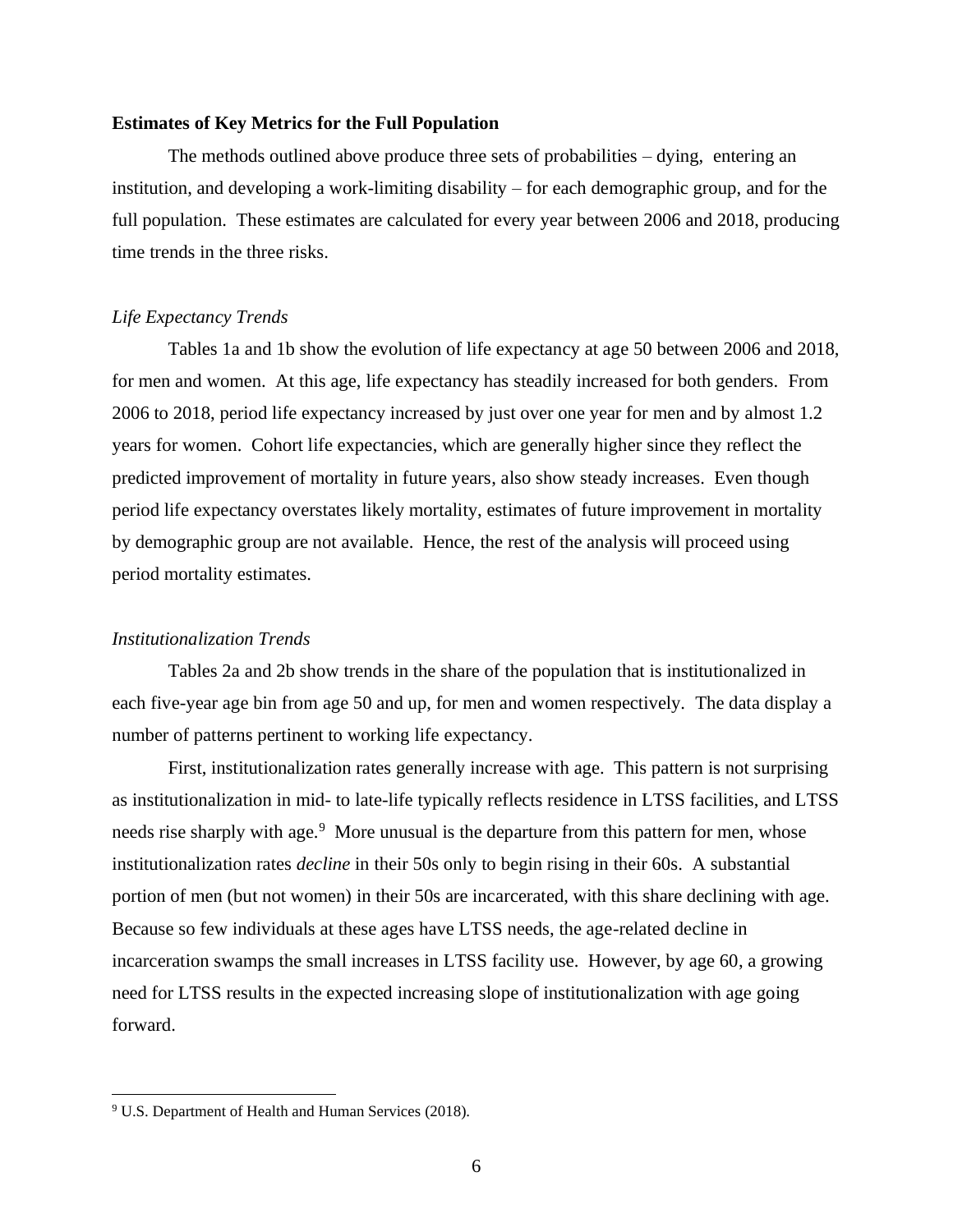**Estimates of Key Metrics for the Full Population**

The methods outlined above produce three sets of probabilities – dying, entering an institution, and developing a work-limiting disability – for each demographic group, and for the full population. These estimates are calculated for every year between 2006 and 2018, producing time trends in the three risks.

*Life Expectancy Trends*

Tables 1a and 1b show the evolution of life expectancy at age 50 between 2006 and 2018, for men and women. At this age, life expectancy has steadily increased for both genders. From 2006 to 2018, period life expectancy increased by just over one year for men and by almost 1.2 years for women. Cohort life expectancies, which are generally higher since they reflect the predicted improvement of mortality in future years, also show steady increases. Even though period life expectancy overstates likely mortality, estimates of future improvement in mortality by demographic group are not available. Hence, the rest of the analysis will proceed using period mortality estimates.

*Institutionalization Trends*

Tables 2a and 2b show trends in the share of the population that is institutionalized in each five-year age bin from age 50 and up, for men and women respectively. The data display a number of patterns pertinent to working life expectancy.

First, institutionalization rates generally increase with age. This pattern is not surprising as institutionalization in mid- to late-life typically reflects residence in LTSS facilities, and LTSS needs rise sharply with age.[9] More unusual is the departure from this pattern for men, whose institutionalization rates *decline* in their 50s only to begin rising in their 60s. A substantial portion of men (but not women) in their 50s are incarcerated, with this share declining with age. Because so few individuals at these ages have LTSS needs, the age-related decline in incarceration swamps the small increases in LTSS facility use. However, by age 60, a growing need for LTSS results in the expected increasing slope of institutionalization with age going forward.

[9] U.S. Department of Health and Human Services (2018).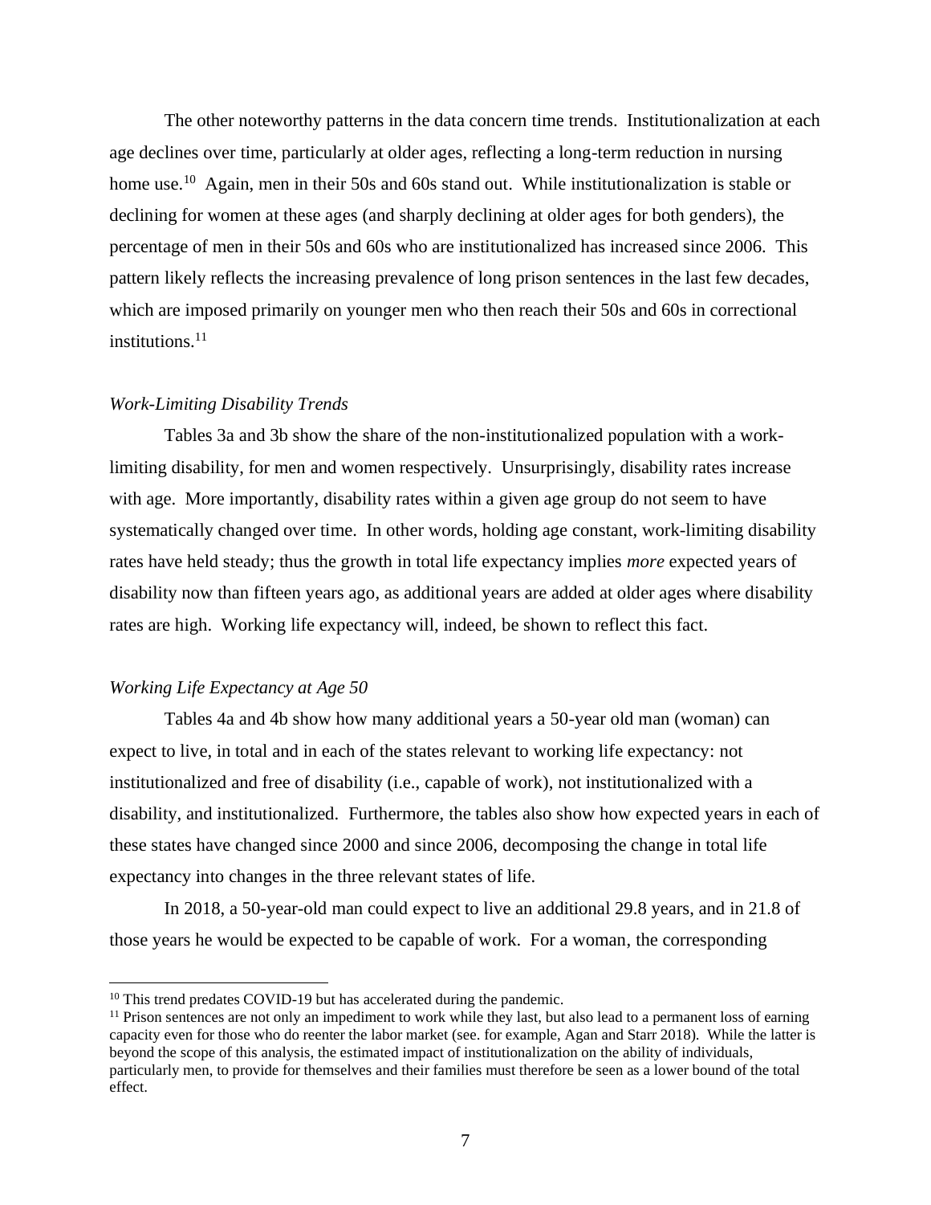The other noteworthy patterns in the data concern time trends. Institutionalization at each age declines over time, particularly at older ages, reflecting a long-term reduction in nursing home use.[10] Again, men in their 50s and 60s stand out. While institutionalization is stable or declining for women at these ages (and sharply declining at older ages for both genders), the percentage of men in their 50s and 60s who are institutionalized has increased since 2006. This pattern likely reflects the increasing prevalence of long prison sentences in the last few decades, which are imposed primarily on younger men who then reach their 50s and 60s in correctional institutions.[11]

*Work-Limiting Disability Trends*

Tables 3a and 3b show the share of the non-institutionalized population with a work-limiting disability, for men and women respectively. Unsurprisingly, disability rates increase with age. More importantly, disability rates within a given age group do not seem to have systematically changed over time. In other words, holding age constant, work-limiting disability rates have held steady; thus the growth in total life expectancy implies *more* expected years of disability now than fifteen years ago, as additional years are added at older ages where disability rates are high. Working life expectancy will, indeed, be shown to reflect this fact.

*Working Life Expectancy at Age 50*

Tables 4a and 4b show how many additional years a 50-year old man (woman) can expect to live, in total and in each of the states relevant to working life expectancy: not institutionalized and free of disability (i.e., capable of work), not institutionalized with a disability, and institutionalized. Furthermore, the tables also show how expected years in each of these states have changed since 2000 and since 2006, decomposing the change in total life expectancy into changes in the three relevant states of life.

In 2018, a 50-year-old man could expect to live an additional 29.8 years, and in 21.8 of those years he would be expected to be capable of work. For a woman, the corresponding

[10] This trend predates COVID-19 but has accelerated during the pandemic.

[11] Prison sentences are not only an impediment to work while they last, but also lead to a permanent loss of earning capacity even for those who do reenter the labor market (see. for example, Agan and Starr 2018). While the latter is beyond the scope of this analysis, the estimated impact of institutionalization on the ability of individuals, particularly men, to provide for themselves and their families must therefore be seen as a lower bound of the total effect.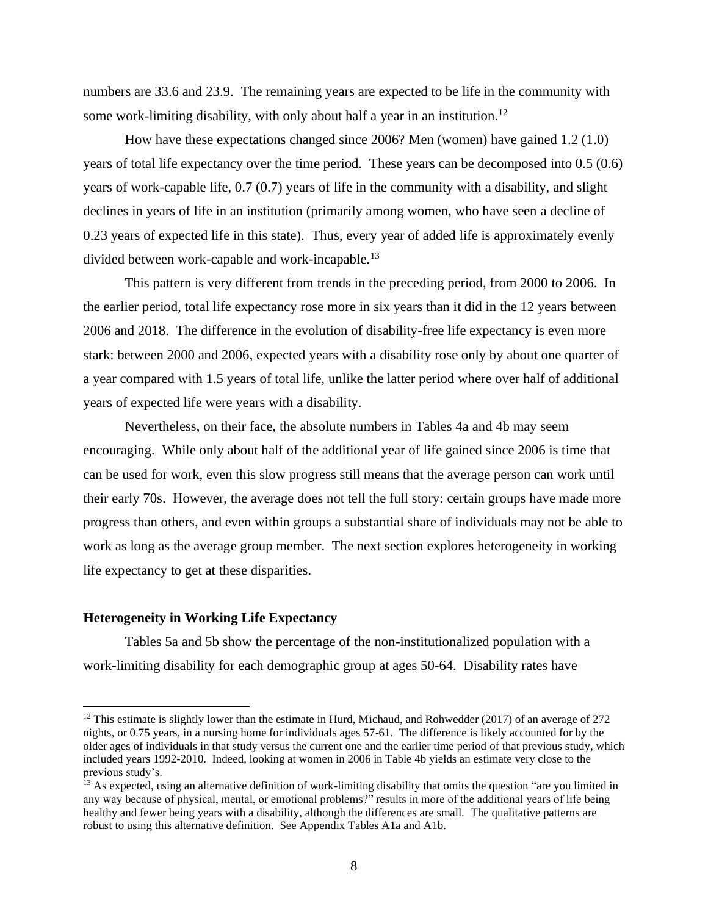numbers are 33.6 and 23.9. The remaining years are expected to be life in the community with some work-limiting disability, with only about half a year in an institution.[12]

How have these expectations changed since 2006? Men (women) have gained 1.2 (1.0) years of total life expectancy over the time period. These years can be decomposed into 0.5 (0.6) years of work-capable life, 0.7 (0.7) years of life in the community with a disability, and slight declines in years of life in an institution (primarily among women, who have seen a decline of 0.23 years of expected life in this state). Thus, every year of added life is approximately evenly divided between work-capable and work-incapable.[13]

This pattern is very different from trends in the preceding period, from 2000 to 2006. In the earlier period, total life expectancy rose more in six years than it did in the 12 years between 2006 and 2018. The difference in the evolution of disability-free life expectancy is even more stark: between 2000 and 2006, expected years with a disability rose only by about one quarter of a year compared with 1.5 years of total life, unlike the latter period where over half of additional years of expected life were years with a disability.

Nevertheless, on their face, the absolute numbers in Tables 4a and 4b may seem encouraging. While only about half of the additional year of life gained since 2006 is time that can be used for work, even this slow progress still means that the average person can work until their early 70s. However, the average does not tell the full story: certain groups have made more progress than others, and even within groups a substantial share of individuals may not be able to work as long as the average group member. The next section explores heterogeneity in working life expectancy to get at these disparities.

## Heterogeneity in Working Life Expectancy

Tables 5a and 5b show the percentage of the non-institutionalized population with a work-limiting disability for each demographic group at ages 50-64. Disability rates have

---

[12] This estimate is slightly lower than the estimate in Hurd, Michaud, and Rohwedder (2017) of an average of 272 nights, or 0.75 years, in a nursing home for individuals ages 57-61. The difference is likely accounted for by the older ages of individuals in that study versus the current one and the earlier time period of that previous study, which included years 1992-2010. Indeed, looking at women in 2006 in Table 4b yields an estimate very close to the previous study's.

[13] As expected, using an alternative definition of work-limiting disability that omits the question "are you limited in any way because of physical, mental, or emotional problems?" results in more of the additional years of life being healthy and fewer being years with a disability, although the differences are small. The qualitative patterns are robust to using this alternative definition. See Appendix Tables A1a and A1b.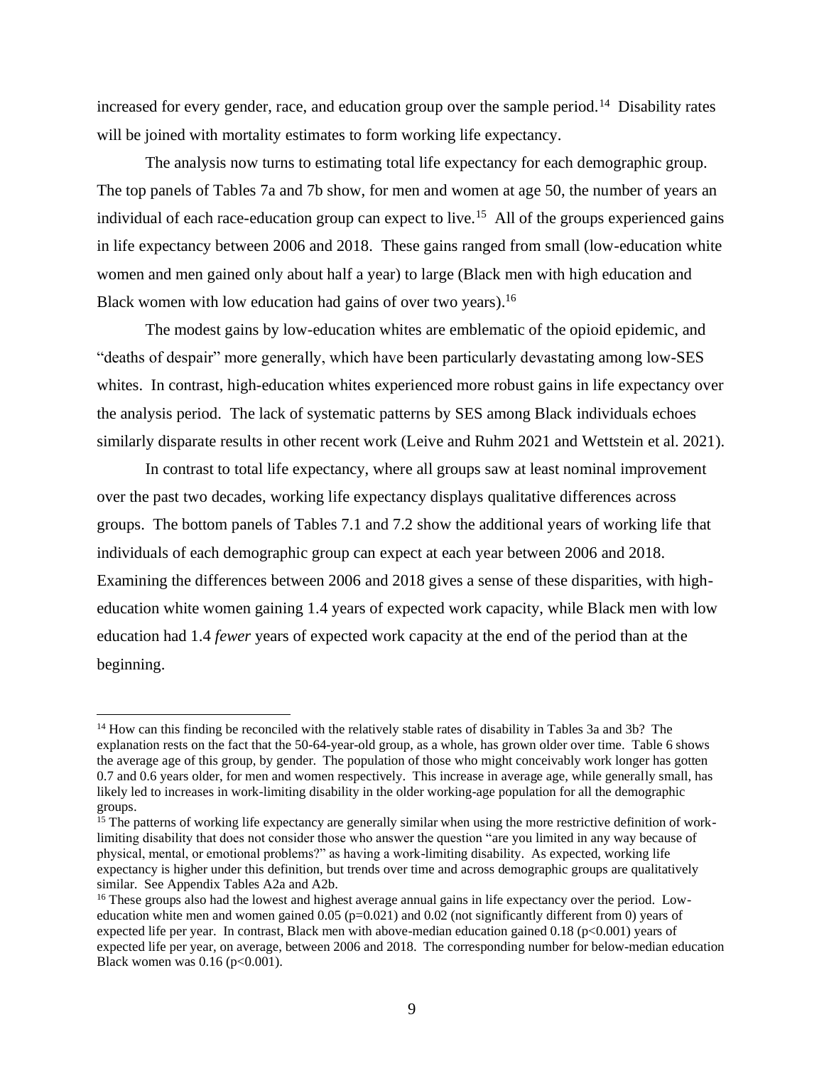increased for every gender, race, and education group over the sample period.[14] Disability rates will be joined with mortality estimates to form working life expectancy.

The analysis now turns to estimating total life expectancy for each demographic group. The top panels of Tables 7a and 7b show, for men and women at age 50, the number of years an individual of each race-education group can expect to live.[15] All of the groups experienced gains in life expectancy between 2006 and 2018. These gains ranged from small (low-education white women and men gained only about half a year) to large (Black men with high education and Black women with low education had gains of over two years).[16]

The modest gains by low-education whites are emblematic of the opioid epidemic, and "deaths of despair" more generally, which have been particularly devastating among low-SES whites. In contrast, high-education whites experienced more robust gains in life expectancy over the analysis period. The lack of systematic patterns by SES among Black individuals echoes similarly disparate results in other recent work (Leive and Ruhm 2021 and Wettstein et al. 2021).

In contrast to total life expectancy, where all groups saw at least nominal improvement over the past two decades, working life expectancy displays qualitative differences across groups. The bottom panels of Tables 7.1 and 7.2 show the additional years of working life that individuals of each demographic group can expect at each year between 2006 and 2018. Examining the differences between 2006 and 2018 gives a sense of these disparities, with high-education white women gaining 1.4 years of expected work capacity, while Black men with low education had 1.4 *fewer* years of expected work capacity at the end of the period than at the beginning.

---

[14] How can this finding be reconciled with the relatively stable rates of disability in Tables 3a and 3b? The explanation rests on the fact that the 50-64-year-old group, as a whole, has grown older over time. Table 6 shows the average age of this group, by gender. The population of those who might conceivably work longer has gotten 0.7 and 0.6 years older, for men and women respectively. This increase in average age, while generally small, has likely led to increases in work-limiting disability in the older working-age population for all the demographic groups.

[15] The patterns of working life expectancy are generally similar when using the more restrictive definition of work-limiting disability that does not consider those who answer the question "are you limited in any way because of physical, mental, or emotional problems?" as having a work-limiting disability. As expected, working life expectancy is higher under this definition, but trends over time and across demographic groups are qualitatively similar. See Appendix Tables A2a and A2b.

[16] These groups also had the lowest and highest average annual gains in life expectancy over the period. Low-education white men and women gained 0.05 ($p=0.021$) and 0.02 (not significantly different from 0) years of expected life per year. In contrast, Black men with above-median education gained 0.18 ($p<0.001$) years of expected life per year, on average, between 2006 and 2018. The corresponding number for below-median education Black women was 0.16 ($p<0.001$).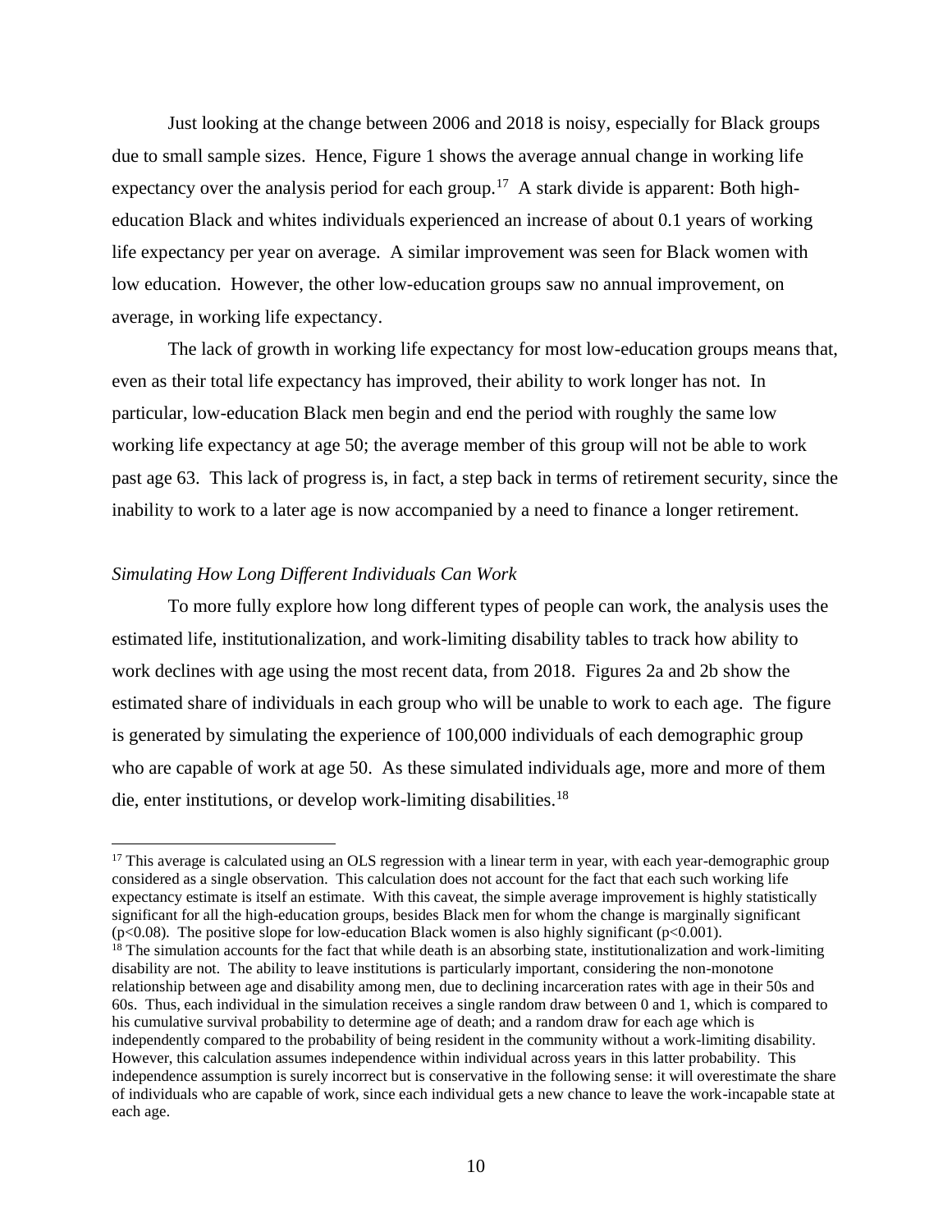Just looking at the change between 2006 and 2018 is noisy, especially for Black groups due to small sample sizes. Hence, Figure 1 shows the average annual change in working life expectancy over the analysis period for each group.[17] A stark divide is apparent: Both high-education Black and whites individuals experienced an increase of about 0.1 years of working life expectancy per year on average. A similar improvement was seen for Black women with low education. However, the other low-education groups saw no annual improvement, on average, in working life expectancy.

The lack of growth in working life expectancy for most low-education groups means that, even as their total life expectancy has improved, their ability to work longer has not. In particular, low-education Black men begin and end the period with roughly the same low working life expectancy at age 50; the average member of this group will not be able to work past age 63. This lack of progress is, in fact, a step back in terms of retirement security, since the inability to work to a later age is now accompanied by a need to finance a longer retirement.

*Simulating How Long Different Individuals Can Work*

To more fully explore how long different types of people can work, the analysis uses the estimated life, institutionalization, and work-limiting disability tables to track how ability to work declines with age using the most recent data, from 2018. Figures 2a and 2b show the estimated share of individuals in each group who will be unable to work to each age. The figure is generated by simulating the experience of 100,000 individuals of each demographic group who are capable of work at age 50. As these simulated individuals age, more and more of them die, enter institutions, or develop work-limiting disabilities.[18]

---

[17] This average is calculated using an OLS regression with a linear term in year, with each year-demographic group considered as a single observation. This calculation does not account for the fact that each such working life expectancy estimate is itself an estimate. With this caveat, the simple average improvement is highly statistically significant for all the high-education groups, besides Black men for whom the change is marginally significant ($p<0.08$). The positive slope for low-education Black women is also highly significant ($p<0.001$).

[18] The simulation accounts for the fact that while death is an absorbing state, institutionalization and work-limiting disability are not. The ability to leave institutions is particularly important, considering the non-monotone relationship between age and disability among men, due to declining incarceration rates with age in their 50s and 60s. Thus, each individual in the simulation receives a single random draw between 0 and 1, which is compared to his cumulative survival probability to determine age of death; and a random draw for each age which is independently compared to the probability of being resident in the community without a work-limiting disability. However, this calculation assumes independence within individual across years in this latter probability. This independence assumption is surely incorrect but is conservative in the following sense: it will overestimate the share of individuals who are capable of work, since each individual gets a new chance to leave the work-incapable state at each age.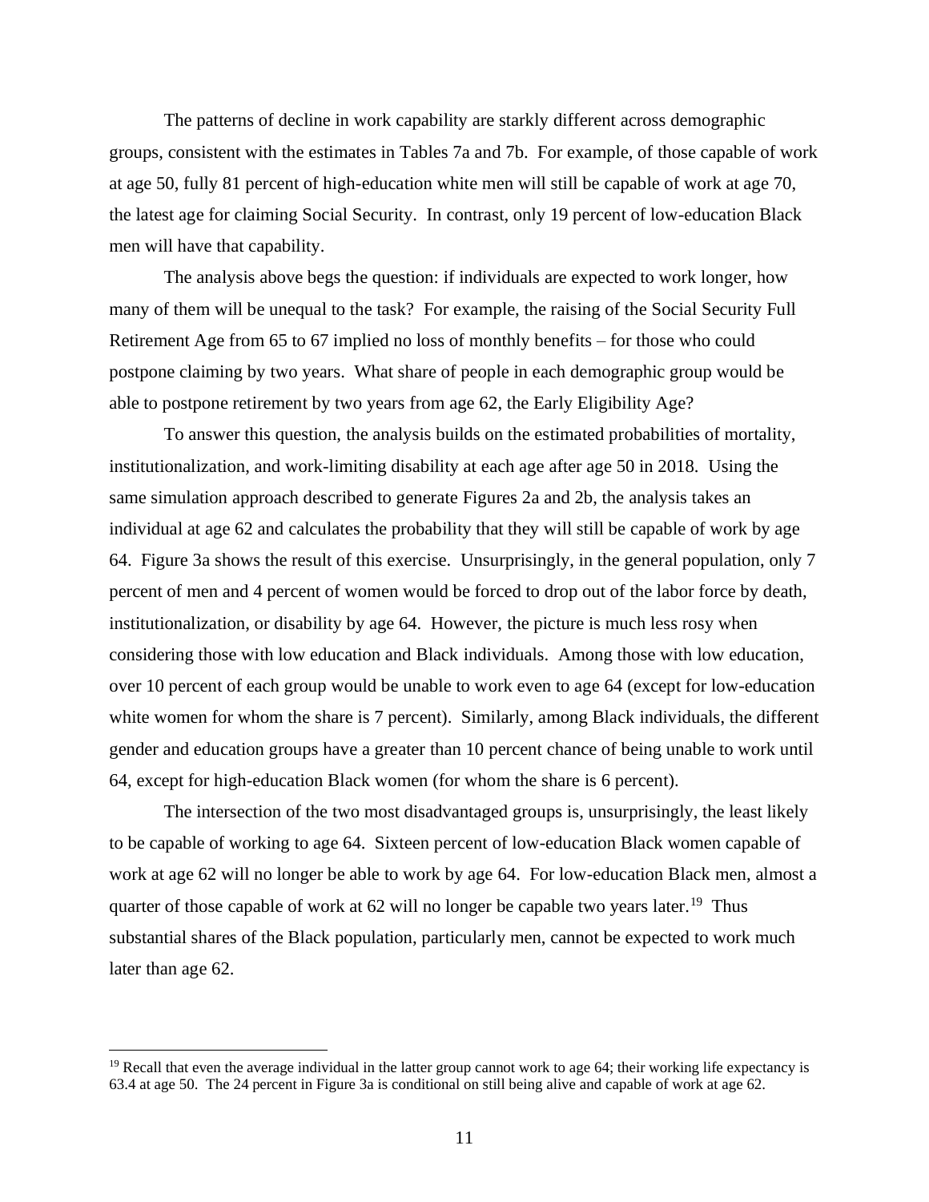The patterns of decline in work capability are starkly different across demographic groups, consistent with the estimates in Tables 7a and 7b. For example, of those capable of work at age 50, fully 81 percent of high-education white men will still be capable of work at age 70, the latest age for claiming Social Security. In contrast, only 19 percent of low-education Black men will have that capability.

The analysis above begs the question: if individuals are expected to work longer, how many of them will be unequal to the task? For example, the raising of the Social Security Full Retirement Age from 65 to 67 implied no loss of monthly benefits – for those who could postpone claiming by two years. What share of people in each demographic group would be able to postpone retirement by two years from age 62, the Early Eligibility Age?

To answer this question, the analysis builds on the estimated probabilities of mortality, institutionalization, and work-limiting disability at each age after age 50 in 2018. Using the same simulation approach described to generate Figures 2a and 2b, the analysis takes an individual at age 62 and calculates the probability that they will still be capable of work by age 64. Figure 3a shows the result of this exercise. Unsurprisingly, in the general population, only 7 percent of men and 4 percent of women would be forced to drop out of the labor force by death, institutionalization, or disability by age 64. However, the picture is much less rosy when considering those with low education and Black individuals. Among those with low education, over 10 percent of each group would be unable to work even to age 64 (except for low-education white women for whom the share is 7 percent). Similarly, among Black individuals, the different gender and education groups have a greater than 10 percent chance of being unable to work until 64, except for high-education Black women (for whom the share is 6 percent).

The intersection of the two most disadvantaged groups is, unsurprisingly, the least likely to be capable of working to age 64. Sixteen percent of low-education Black women capable of work at age 62 will no longer be able to work by age 64. For low-education Black men, almost a quarter of those capable of work at 62 will no longer be capable two years later.[19] Thus substantial shares of the Black population, particularly men, cannot be expected to work much later than age 62.

[19] Recall that even the average individual in the latter group cannot work to age 64; their working life expectancy is 63.4 at age 50. The 24 percent in Figure 3a is conditional on still being alive and capable of work at age 62.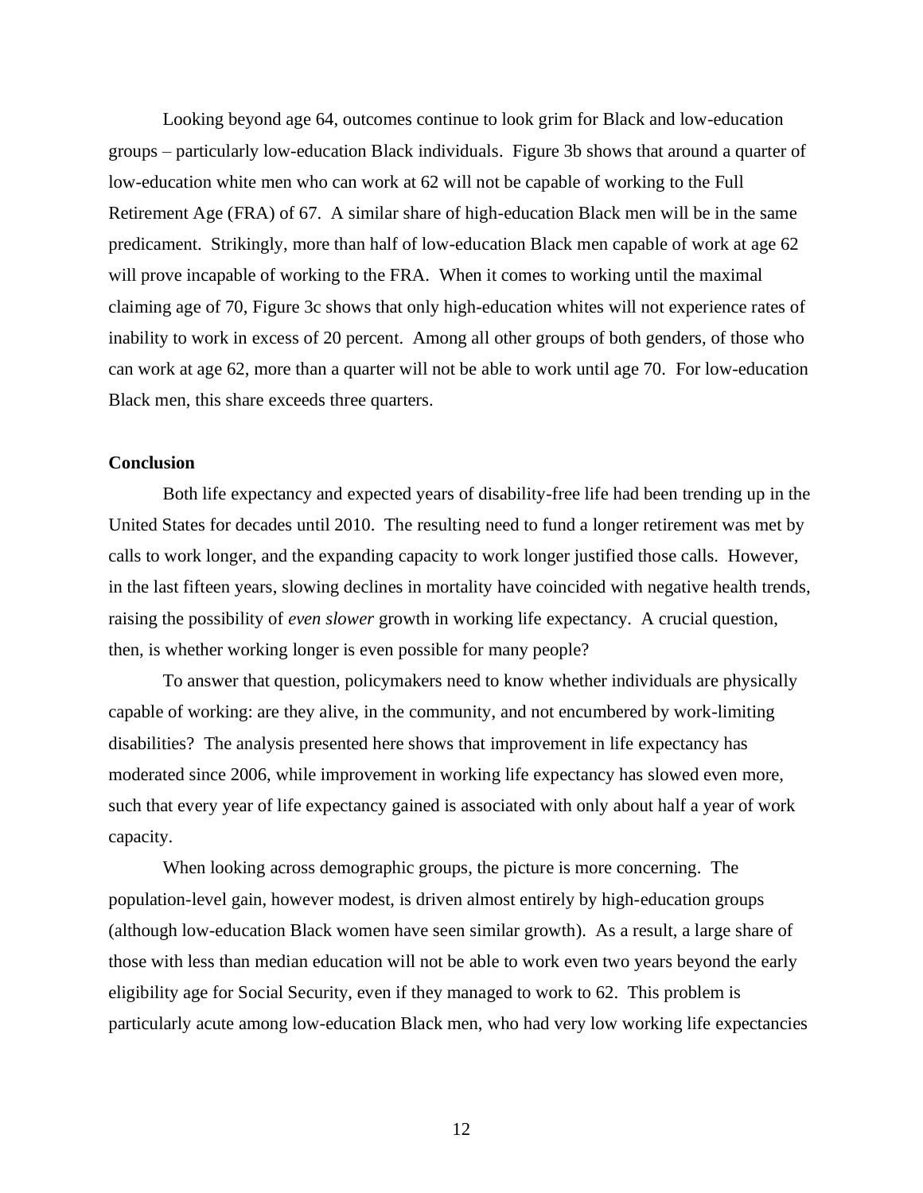Looking beyond age 64, outcomes continue to look grim for Black and low-education groups – particularly low-education Black individuals. Figure 3b shows that around a quarter of low-education white men who can work at 62 will not be capable of working to the Full Retirement Age (FRA) of 67. A similar share of high-education Black men will be in the same predicament. Strikingly, more than half of low-education Black men capable of work at age 62 will prove incapable of working to the FRA. When it comes to working until the maximal claiming age of 70, Figure 3c shows that only high-education whites will not experience rates of inability to work in excess of 20 percent. Among all other groups of both genders, of those who can work at age 62, more than a quarter will not be able to work until age 70. For low-education Black men, this share exceeds three quarters.

**Conclusion**

Both life expectancy and expected years of disability-free life had been trending up in the United States for decades until 2010. The resulting need to fund a longer retirement was met by calls to work longer, and the expanding capacity to work longer justified those calls. However, in the last fifteen years, slowing declines in mortality have coincided with negative health trends, raising the possibility of *even slower* growth in working life expectancy. A crucial question, then, is whether working longer is even possible for many people?

To answer that question, policymakers need to know whether individuals are physically capable of working: are they alive, in the community, and not encumbered by work-limiting disabilities? The analysis presented here shows that improvement in life expectancy has moderated since 2006, while improvement in working life expectancy has slowed even more, such that every year of life expectancy gained is associated with only about half a year of work capacity.

When looking across demographic groups, the picture is more concerning. The population-level gain, however modest, is driven almost entirely by high-education groups (although low-education Black women have seen similar growth). As a result, a large share of those with less than median education will not be able to work even two years beyond the early eligibility age for Social Security, even if they managed to work to 62. This problem is particularly acute among low-education Black men, who had very low working life expectancies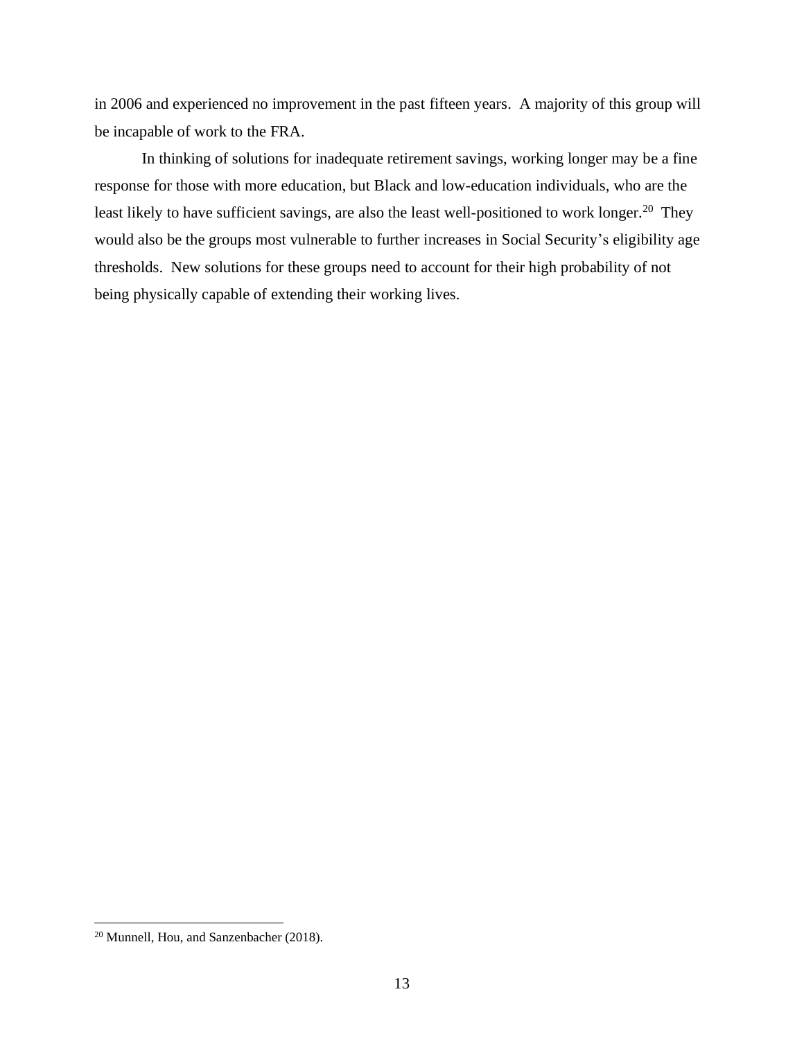in 2006 and experienced no improvement in the past fifteen years. A majority of this group will be incapable of work to the FRA.

In thinking of solutions for inadequate retirement savings, working longer may be a fine response for those with more education, but Black and low-education individuals, who are the least likely to have sufficient savings, are also the least well-positioned to work longer.[20] They would also be the groups most vulnerable to further increases in Social Security's eligibility age thresholds. New solutions for these groups need to account for their high probability of not being physically capable of extending their working lives.

[20] Munnell, Hou, and Sanzenbacher (2018).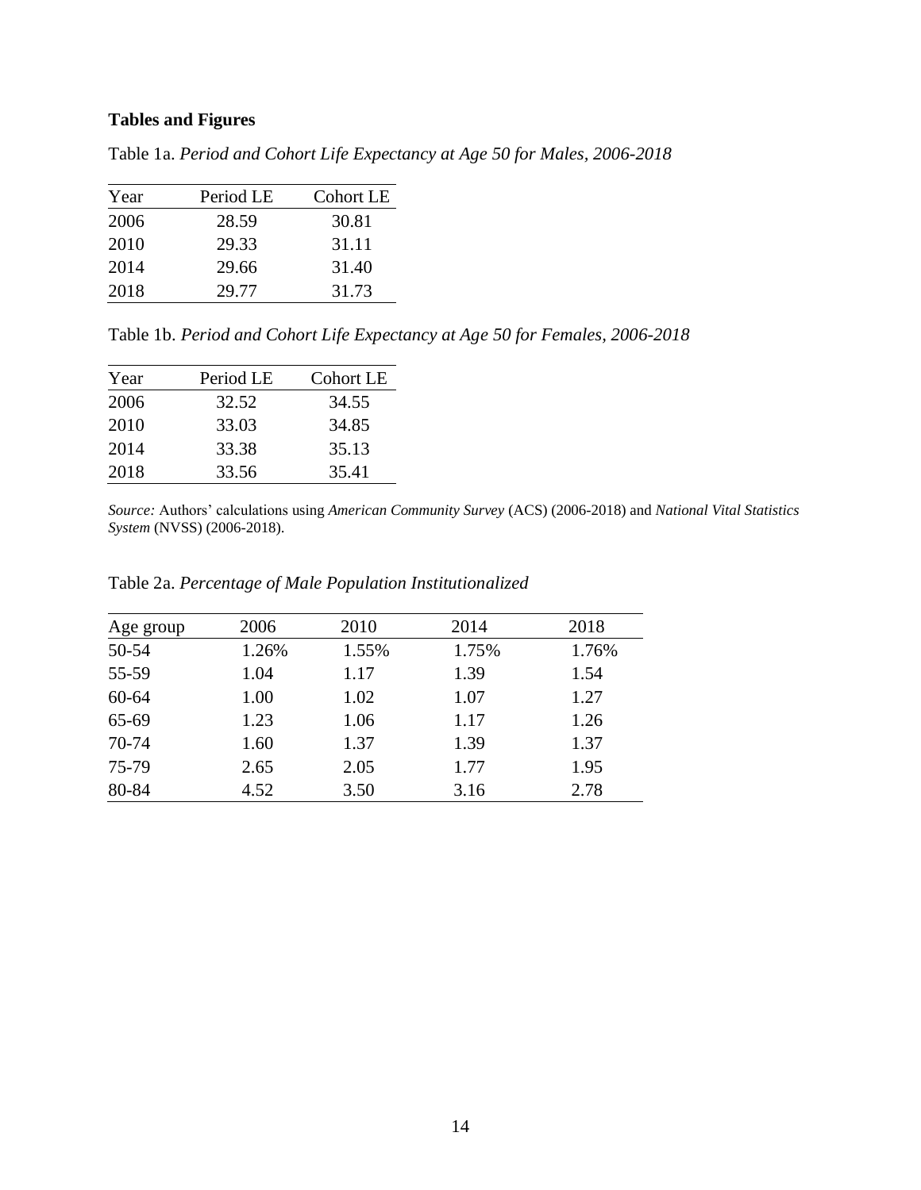### Tables and Figures

Table 1a. *Period and Cohort Life Expectancy at Age 50 for Males, 2006-2018*

| Year | Period LE | Cohort LE |
|---|---|---|
| 2006 | 28.59 | 30.81 |
| 2010 | 29.33 | 31.11 |
| 2014 | 29.66 | 31.40 |
| 2018 | 29.77 | 31.73 |

Table 1b. *Period and Cohort Life Expectancy at Age 50 for Females, 2006-2018*

| Year | Period LE | Cohort LE |
|---|---|---|
| 2006 | 32.52 | 34.55 |
| 2010 | 33.03 | 34.85 |
| 2014 | 33.38 | 35.13 |
| 2018 | 33.56 | 35.41 |

*Source:* Authors' calculations using *American Community Survey* (ACS) (2006-2018) and *National Vital Statistics System* (NVSS) (2006-2018).

Table 2a. *Percentage of Male Population Institutionalized*

| Age group | 2006 | 2010 | 2014 | 2018 |
|---|---|---|---|---|
| 50-54 | 1.26% | 1.55% | 1.75% | 1.76% |
| 55-59 | 1.04 | 1.17 | 1.39 | 1.54 |
| 60-64 | 1.00 | 1.02 | 1.07 | 1.27 |
| 65-69 | 1.23 | 1.06 | 1.17 | 1.26 |
| 70-74 | 1.60 | 1.37 | 1.39 | 1.37 |
| 75-79 | 2.65 | 2.05 | 1.77 | 1.95 |
| 80-84 | 4.52 | 3.50 | 3.16 | 2.78 |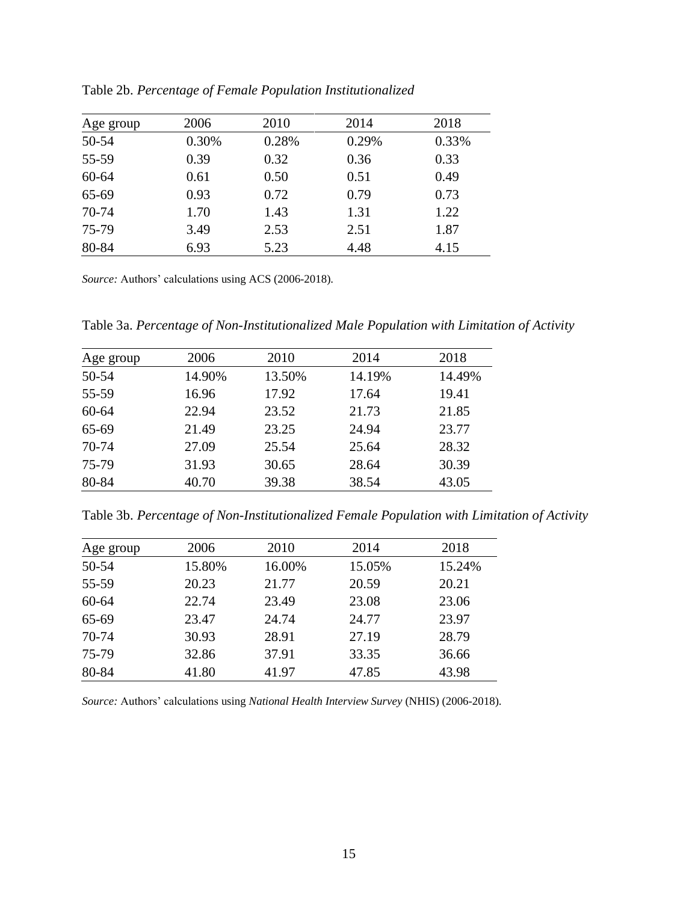Table 2b. *Percentage of Female Population Institutionalized*

| Age group | 2006 | 2010 | 2014 | 2018 |
|---|---|---|---|---|
| 50-54 | 0.30% | 0.28% | 0.29% | 0.33% |
| 55-59 | 0.39 | 0.32 | 0.36 | 0.33 |
| 60-64 | 0.61 | 0.50 | 0.51 | 0.49 |
| 65-69 | 0.93 | 0.72 | 0.79 | 0.73 |
| 70-74 | 1.70 | 1.43 | 1.31 | 1.22 |
| 75-79 | 3.49 | 2.53 | 2.51 | 1.87 |
| 80-84 | 6.93 | 5.23 | 4.48 | 4.15 |

*Source:* Authors' calculations using ACS (2006-2018).

Table 3a. *Percentage of Non-Institutionalized Male Population with Limitation of Activity*

| Age group | 2006 | 2010 | 2014 | 2018 |
|---|---|---|---|---|
| 50-54 | 14.90% | 13.50% | 14.19% | 14.49% |
| 55-59 | 16.96 | 17.92 | 17.64 | 19.41 |
| 60-64 | 22.94 | 23.52 | 21.73 | 21.85 |
| 65-69 | 21.49 | 23.25 | 24.94 | 23.77 |
| 70-74 | 27.09 | 25.54 | 25.64 | 28.32 |
| 75-79 | 31.93 | 30.65 | 28.64 | 30.39 |
| 80-84 | 40.70 | 39.38 | 38.54 | 43.05 |

Table 3b. *Percentage of Non-Institutionalized Female Population with Limitation of Activity*

| Age group | 2006 | 2010 | 2014 | 2018 |
|---|---|---|---|---|
| 50-54 | 15.80% | 16.00% | 15.05% | 15.24% |
| 55-59 | 20.23 | 21.77 | 20.59 | 20.21 |
| 60-64 | 22.74 | 23.49 | 23.08 | 23.06 |
| 65-69 | 23.47 | 24.74 | 24.77 | 23.97 |
| 70-74 | 30.93 | 28.91 | 27.19 | 28.79 |
| 75-79 | 32.86 | 37.91 | 33.35 | 36.66 |
| 80-84 | 41.80 | 41.97 | 47.85 | 43.98 |

*Source:* Authors' calculations using *National Health Interview Survey* (NHIS) (2006-2018).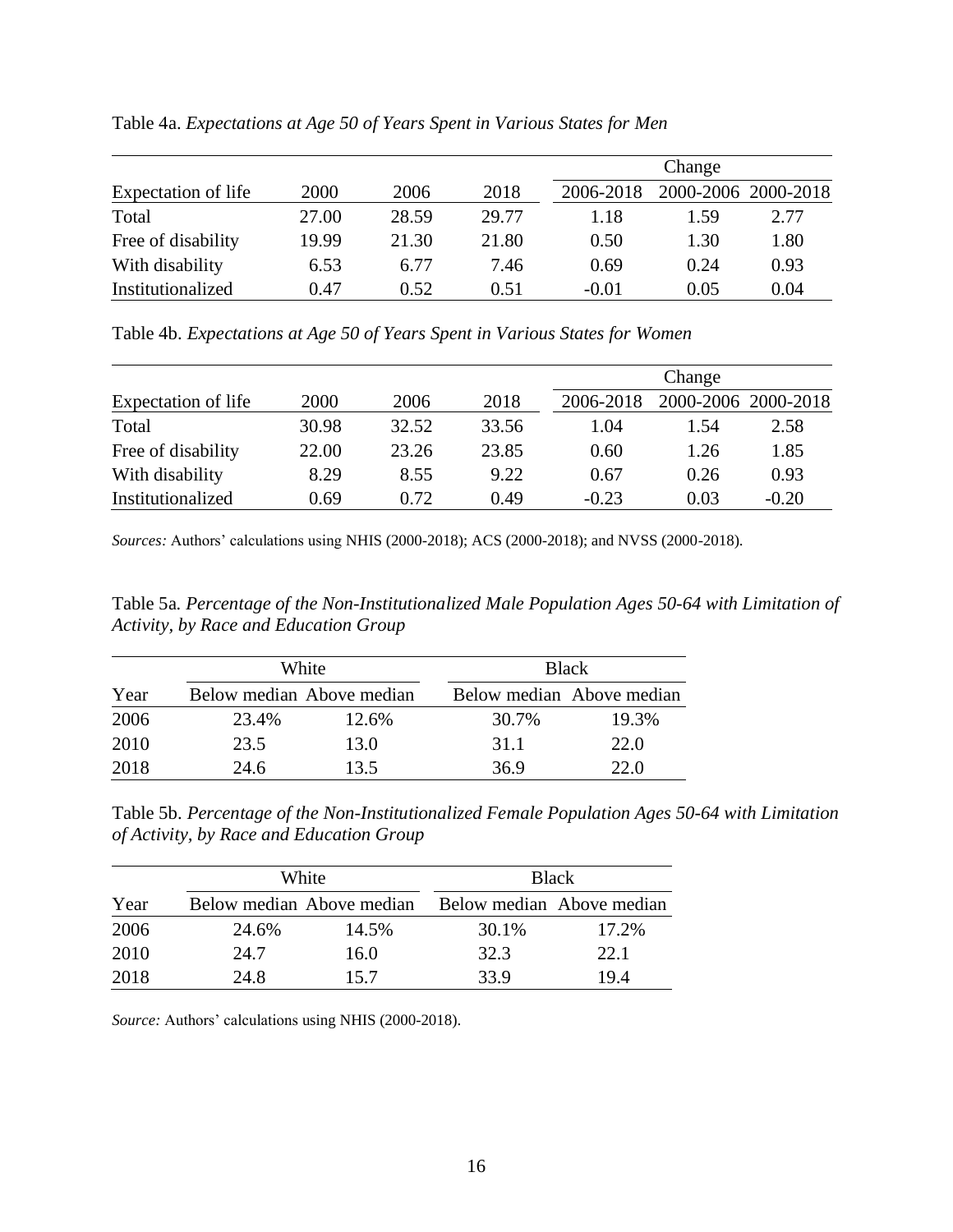Table 4a. *Expectations at Age 50 of Years Spent in Various States for Men*

| Expectation of life | 2000 | 2006 | 2018 | Change 2006-2018 | Change 2000-2006 | Change 2000-2018 |
|---|---|---|---|---|---|---|
| Total | 27.00 | 28.59 | 29.77 | 1.18 | 1.59 | 2.77 |
| Free of disability | 19.99 | 21.30 | 21.80 | 0.50 | 1.30 | 1.80 |
| With disability | 6.53 | 6.77 | 7.46 | 0.69 | 0.24 | 0.93 |
| Institutionalized | 0.47 | 0.52 | 0.51 | -0.01 | 0.05 | 0.04 |

Table 4b. *Expectations at Age 50 of Years Spent in Various States for Women*

| Expectation of life | 2000 | 2006 | 2018 | Change 2006-2018 | Change 2000-2006 | Change 2000-2018 |
|---|---|---|---|---|---|---|
| Total | 30.98 | 32.52 | 33.56 | 1.04 | 1.54 | 2.58 |
| Free of disability | 22.00 | 23.26 | 23.85 | 0.60 | 1.26 | 1.85 |
| With disability | 8.29 | 8.55 | 9.22 | 0.67 | 0.26 | 0.93 |
| Institutionalized | 0.69 | 0.72 | 0.49 | -0.23 | 0.03 | -0.20 |

*Sources:* Authors' calculations using NHIS (2000-2018); ACS (2000-2018); and NVSS (2000-2018).

Table 5a. *Percentage of the Non-Institutionalized Male Population Ages 50-64 with Limitation of Activity, by Race and Education Group*

| Year | White: Below median | White: Above median | Black: Below median | Black: Above median |
|---|---|---|---|---|
| 2006 | 23.4% | 12.6% | 30.7% | 19.3% |
| 2010 | 23.5 | 13.0 | 31.1 | 22.0 |
| 2018 | 24.6 | 13.5 | 36.9 | 22.0 |

Table 5b. *Percentage of the Non-Institutionalized Female Population Ages 50-64 with Limitation of Activity, by Race and Education Group*

| Year | White: Below median | White: Above median | Black: Below median | Black: Above median |
|---|---|---|---|---|
| 2006 | 24.6% | 14.5% | 30.1% | 17.2% |
| 2010 | 24.7 | 16.0 | 32.3 | 22.1 |
| 2018 | 24.8 | 15.7 | 33.9 | 19.4 |

*Source:* Authors' calculations using NHIS (2000-2018).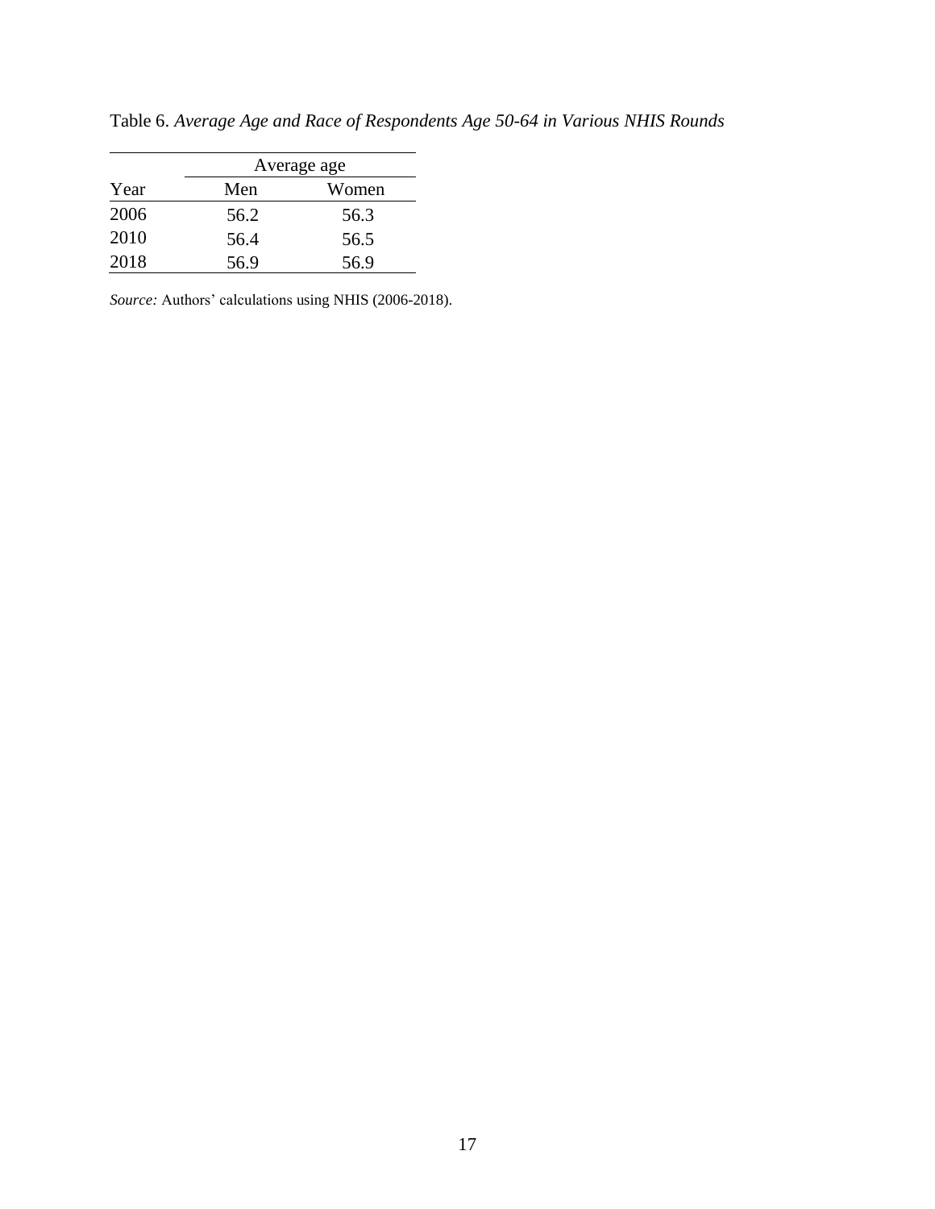Table 6. *Average Age and Race of Respondents Age 50-64 in Various NHIS Rounds*

| | Average age | |
|---|---|---|
| Year | Men | Women |
| 2006 | 56.2 | 56.3 |
| 2010 | 56.4 | 56.5 |
| 2018 | 56.9 | 56.9 |

*Source:* Authors' calculations using NHIS (2006-2018).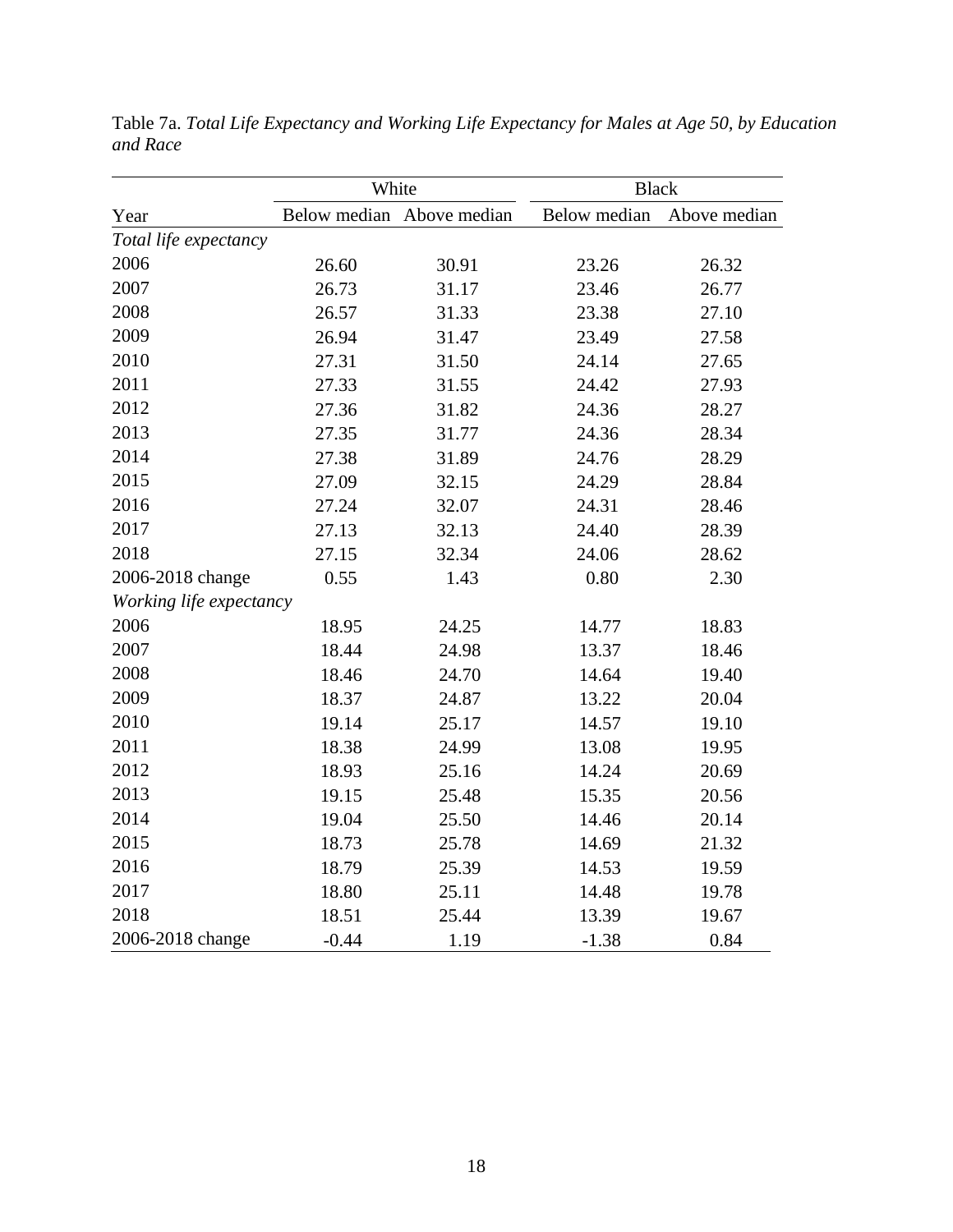Table 7a. *Total Life Expectancy and Working Life Expectancy for Males at Age 50, by Education and Race*

| | White | | Black | |
|---|---|---|---|---|
| Year | Below median | Above median | Below median | Above median |
| *Total life expectancy* | | | | |
| 2006 | 26.60 | 30.91 | 23.26 | 26.32 |
| 2007 | 26.73 | 31.17 | 23.46 | 26.77 |
| 2008 | 26.57 | 31.33 | 23.38 | 27.10 |
| 2009 | 26.94 | 31.47 | 23.49 | 27.58 |
| 2010 | 27.31 | 31.50 | 24.14 | 27.65 |
| 2011 | 27.33 | 31.55 | 24.42 | 27.93 |
| 2012 | 27.36 | 31.82 | 24.36 | 28.27 |
| 2013 | 27.35 | 31.77 | 24.36 | 28.34 |
| 2014 | 27.38 | 31.89 | 24.76 | 28.29 |
| 2015 | 27.09 | 32.15 | 24.29 | 28.84 |
| 2016 | 27.24 | 32.07 | 24.31 | 28.46 |
| 2017 | 27.13 | 32.13 | 24.40 | 28.39 |
| 2018 | 27.15 | 32.34 | 24.06 | 28.62 |
| 2006-2018 change | 0.55 | 1.43 | 0.80 | 2.30 |
| *Working life expectancy* | | | | |
| 2006 | 18.95 | 24.25 | 14.77 | 18.83 |
| 2007 | 18.44 | 24.98 | 13.37 | 18.46 |
| 2008 | 18.46 | 24.70 | 14.64 | 19.40 |
| 2009 | 18.37 | 24.87 | 13.22 | 20.04 |
| 2010 | 19.14 | 25.17 | 14.57 | 19.10 |
| 2011 | 18.38 | 24.99 | 13.08 | 19.95 |
| 2012 | 18.93 | 25.16 | 14.24 | 20.69 |
| 2013 | 19.15 | 25.48 | 15.35 | 20.56 |
| 2014 | 19.04 | 25.50 | 14.46 | 20.14 |
| 2015 | 18.73 | 25.78 | 14.69 | 21.32 |
| 2016 | 18.79 | 25.39 | 14.53 | 19.59 |
| 2017 | 18.80 | 25.11 | 14.48 | 19.78 |
| 2018 | 18.51 | 25.44 | 13.39 | 19.67 |
| 2006-2018 change | -0.44 | 1.19 | -1.38 | 0.84 |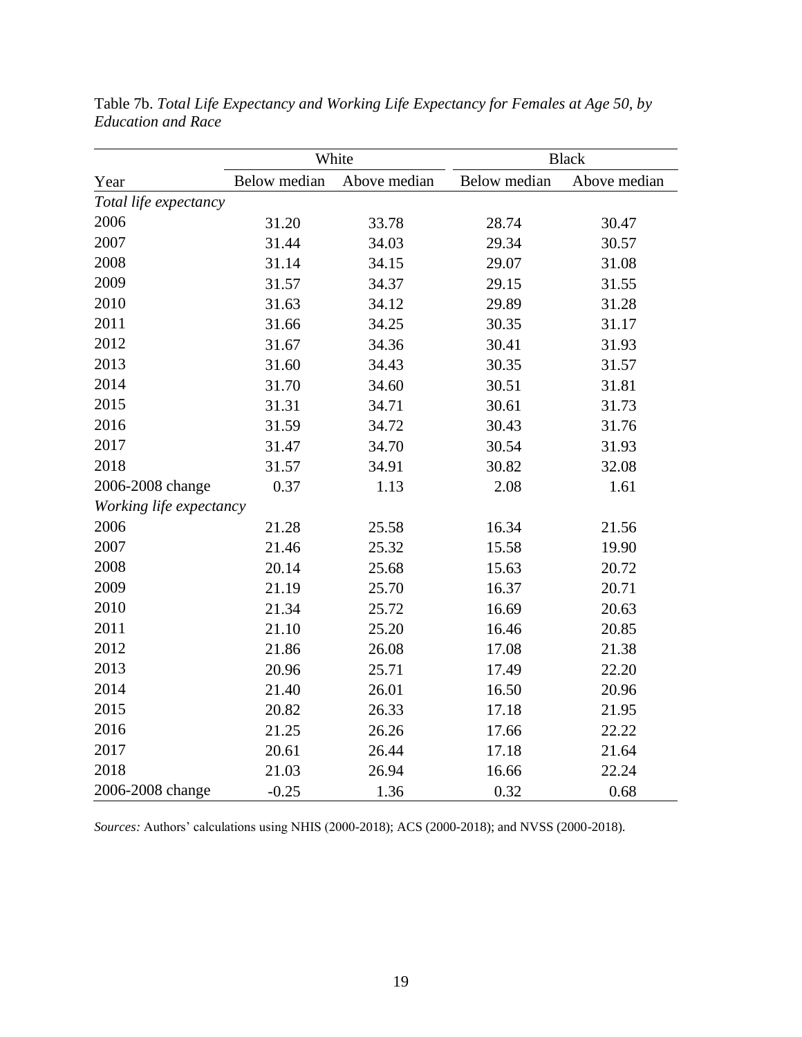Table 7b. *Total Life Expectancy and Working Life Expectancy for Females at Age 50, by Education and Race*

| | White | | Black | |
|---|---|---|---|---|
| Year | Below median | Above median | Below median | Above median |
| *Total life expectancy* | | | | |
| 2006 | 31.20 | 33.78 | 28.74 | 30.47 |
| 2007 | 31.44 | 34.03 | 29.34 | 30.57 |
| 2008 | 31.14 | 34.15 | 29.07 | 31.08 |
| 2009 | 31.57 | 34.37 | 29.15 | 31.55 |
| 2010 | 31.63 | 34.12 | 29.89 | 31.28 |
| 2011 | 31.66 | 34.25 | 30.35 | 31.17 |
| 2012 | 31.67 | 34.36 | 30.41 | 31.93 |
| 2013 | 31.60 | 34.43 | 30.35 | 31.57 |
| 2014 | 31.70 | 34.60 | 30.51 | 31.81 |
| 2015 | 31.31 | 34.71 | 30.61 | 31.73 |
| 2016 | 31.59 | 34.72 | 30.43 | 31.76 |
| 2017 | 31.47 | 34.70 | 30.54 | 31.93 |
| 2018 | 31.57 | 34.91 | 30.82 | 32.08 |
| 2006-2008 change | 0.37 | 1.13 | 2.08 | 1.61 |
| *Working life expectancy* | | | | |
| 2006 | 21.28 | 25.58 | 16.34 | 21.56 |
| 2007 | 21.46 | 25.32 | 15.58 | 19.90 |
| 2008 | 20.14 | 25.68 | 15.63 | 20.72 |
| 2009 | 21.19 | 25.70 | 16.37 | 20.71 |
| 2010 | 21.34 | 25.72 | 16.69 | 20.63 |
| 2011 | 21.10 | 25.20 | 16.46 | 20.85 |
| 2012 | 21.86 | 26.08 | 17.08 | 21.38 |
| 2013 | 20.96 | 25.71 | 17.49 | 22.20 |
| 2014 | 21.40 | 26.01 | 16.50 | 20.96 |
| 2015 | 20.82 | 26.33 | 17.18 | 21.95 |
| 2016 | 21.25 | 26.26 | 17.66 | 22.22 |
| 2017 | 20.61 | 26.44 | 17.18 | 21.64 |
| 2018 | 21.03 | 26.94 | 16.66 | 22.24 |
| 2006-2008 change | -0.25 | 1.36 | 0.32 | 0.68 |

*Sources:* Authors' calculations using NHIS (2000-2018); ACS (2000-2018); and NVSS (2000-2018).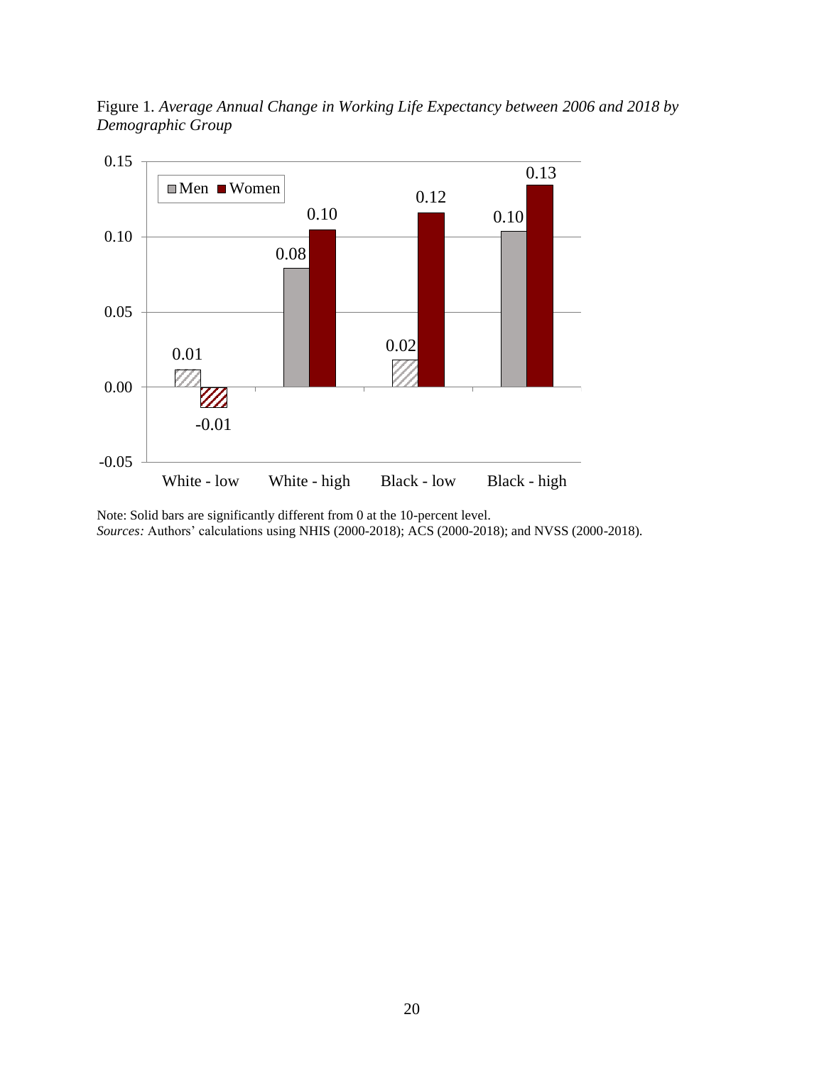Figure 1. *Average Annual Change in Working Life Expectancy between 2006 and 2018 by Demographic Group*

| | Men | Women |
|---|---|---|
| White - low | 0.01 | -0.01 |
| White - high | 0.08 | 0.10 |
| Black - low | 0.02 | 0.12 |
| Black - high | 0.10 | 0.13 |

Note: Solid bars are significantly different from 0 at the 10-percent level.
*Sources:* Authors' calculations using NHIS (2000-2018); ACS (2000-2018); and NVSS (2000-2018).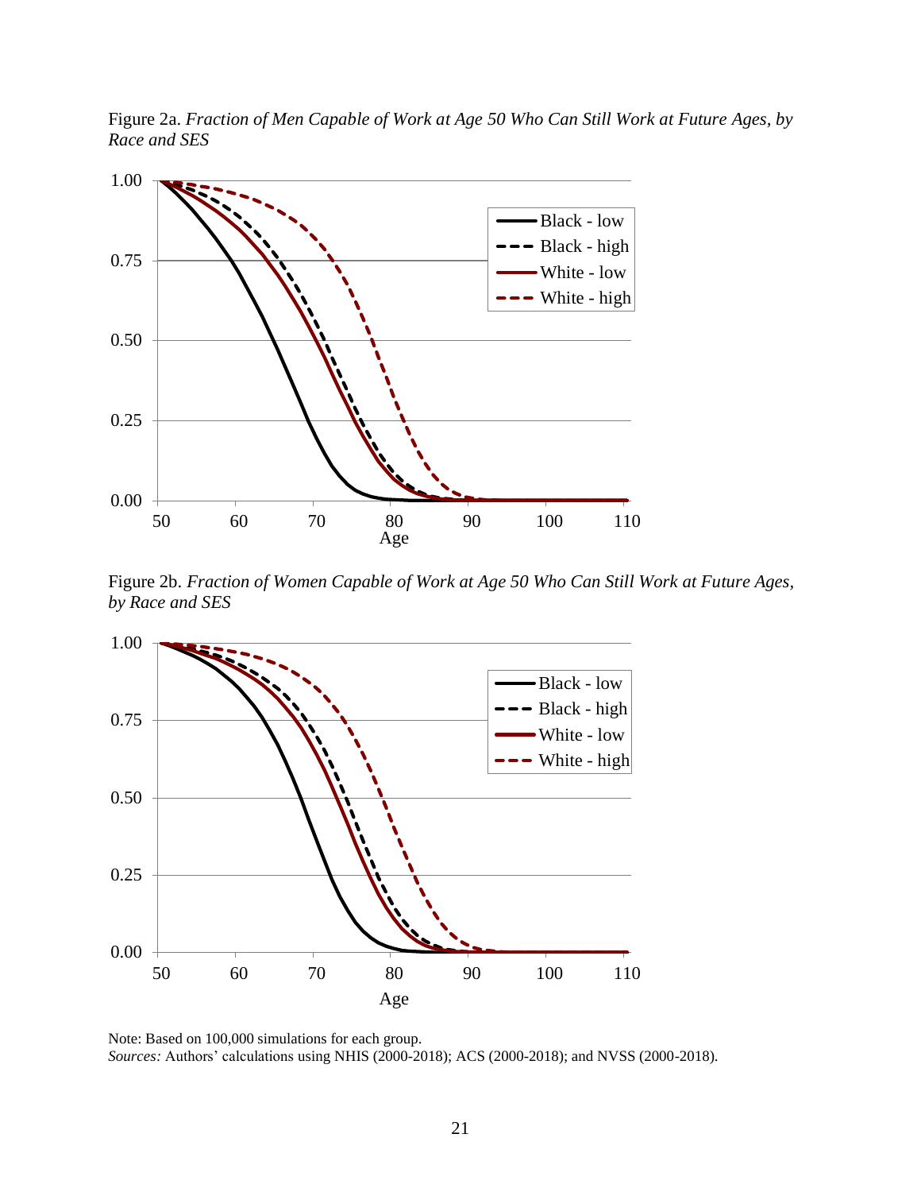Figure 2a. *Fraction of Men Capable of Work at Age 50 Who Can Still Work at Future Ages, by Race and SES*

Figure 2b. *Fraction of Women Capable of Work at Age 50 Who Can Still Work at Future Ages, by Race and SES*

Note: Based on 100,000 simulations for each group.
*Sources:* Authors' calculations using NHIS (2000-2018); ACS (2000-2018); and NVSS (2000-2018).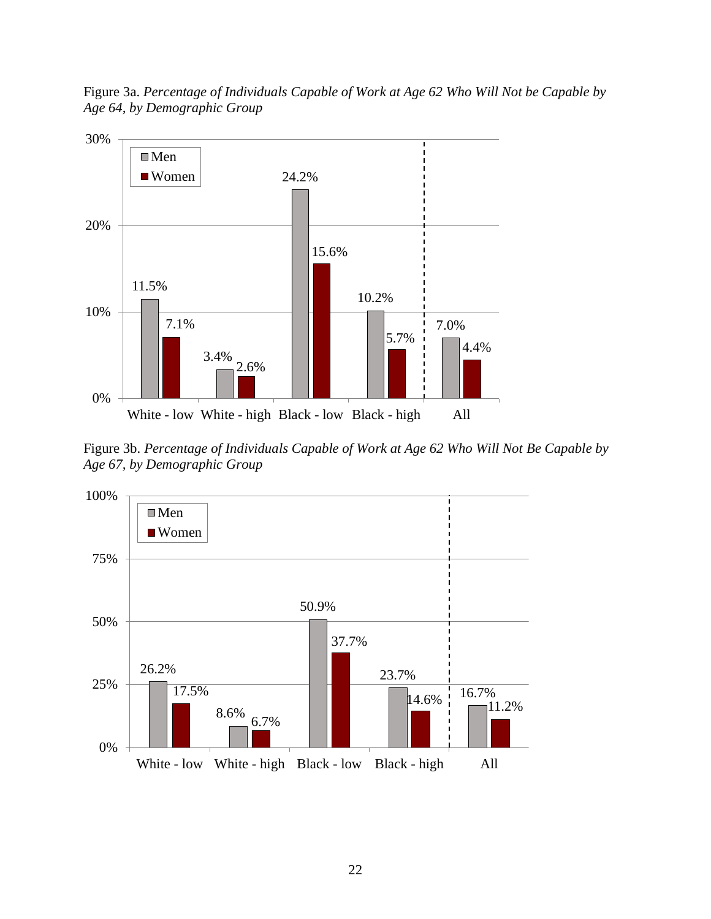Figure 3a. *Percentage of Individuals Capable of Work at Age 62 Who Will Not be Capable by Age 64, by Demographic Group*

| | Men | Women |
|---|---|---|
| White - low | 11.5% | 7.1% |
| White - high | 3.4% | 2.6% |
| Black - low | 24.2% | 15.6% |
| Black - high | 10.2% | 5.7% |
| All | 7.0% | 4.4% |

Figure 3b. *Percentage of Individuals Capable of Work at Age 62 Who Will Not Be Capable by Age 67, by Demographic Group*

| | Men | Women |
|---|---|---|
| White - low | 26.2% | 17.5% |
| White - high | 8.6% | 6.7% |
| Black - low | 50.9% | 37.7% |
| Black - high | 23.7% | 14.6% |
| All | 16.7% | 11.2% |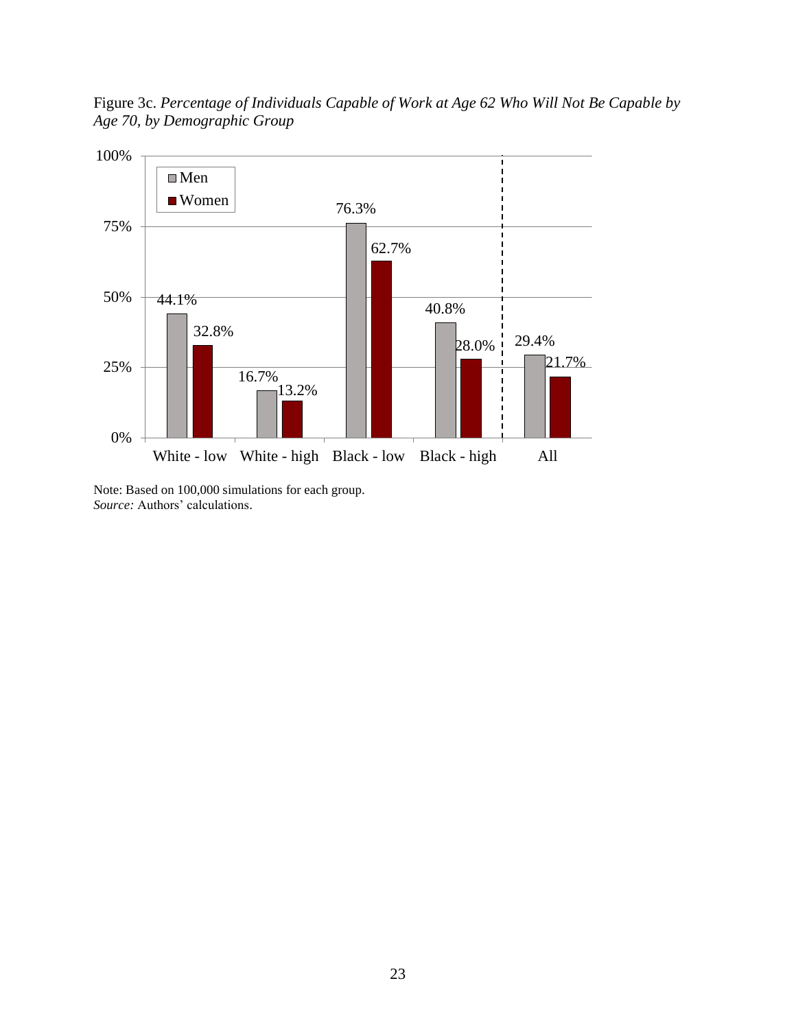Figure 3c. *Percentage of Individuals Capable of Work at Age 62 Who Will Not Be Capable by Age 70, by Demographic Group*

| | Men | Women |
|---|---|---|
| White - low | 44.1% | 32.8% |
| White - high | 16.7% | 13.2% |
| Black - low | 76.3% | 62.7% |
| Black - high | 40.8% | 28.0% |
| All | 29.4% | 21.7% |

Note: Based on 100,000 simulations for each group.
*Source:* Authors' calculations.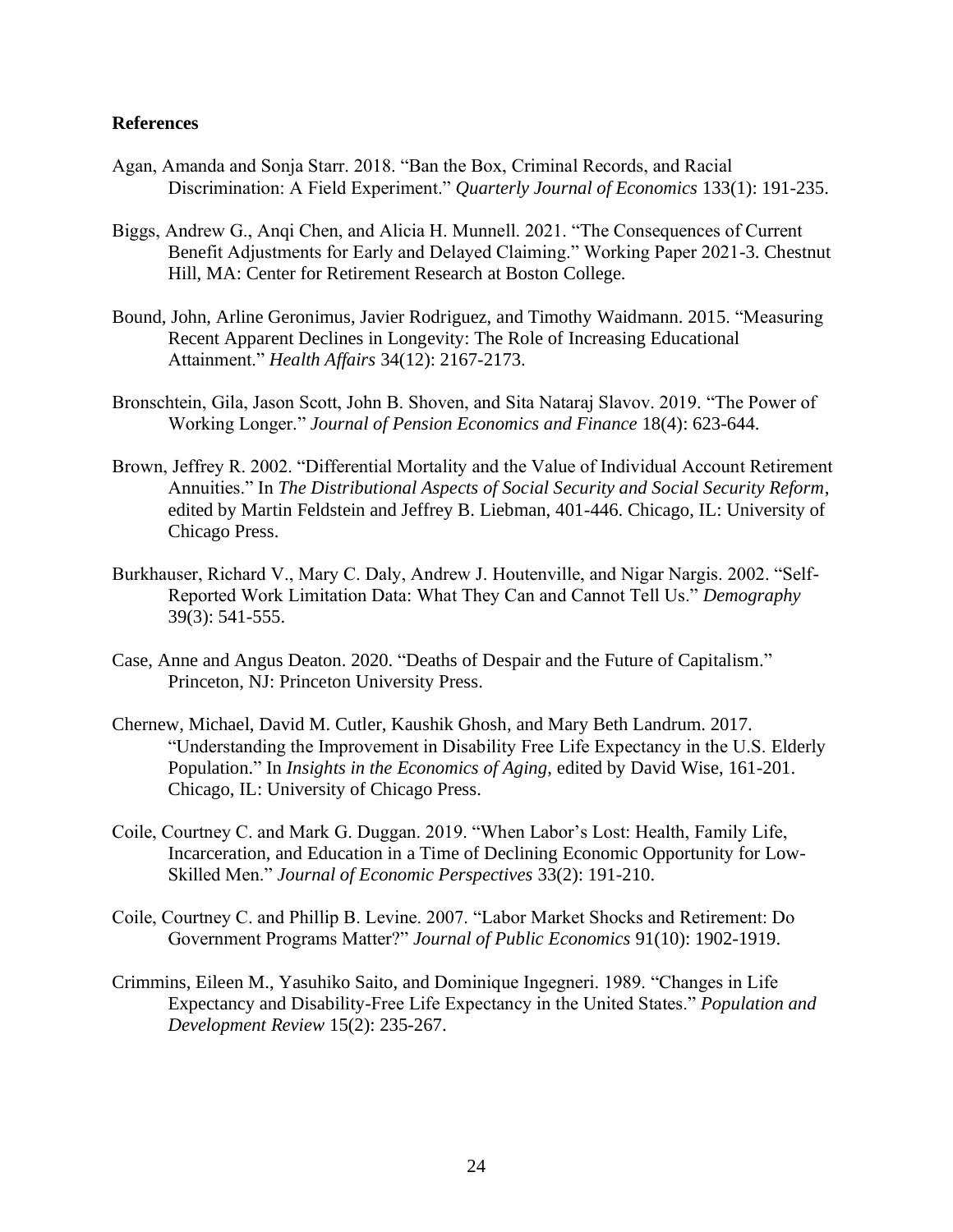## References

Agan, Amanda and Sonja Starr. 2018. "Ban the Box, Criminal Records, and Racial Discrimination: A Field Experiment." *Quarterly Journal of Economics* 133(1): 191-235.

Biggs, Andrew G., Anqi Chen, and Alicia H. Munnell. 2021. "The Consequences of Current Benefit Adjustments for Early and Delayed Claiming." Working Paper 2021-3. Chestnut Hill, MA: Center for Retirement Research at Boston College.

Bound, John, Arline Geronimus, Javier Rodriguez, and Timothy Waidmann. 2015. "Measuring Recent Apparent Declines in Longevity: The Role of Increasing Educational Attainment." *Health Affairs* 34(12): 2167-2173.

Bronschtein, Gila, Jason Scott, John B. Shoven, and Sita Nataraj Slavov. 2019. "The Power of Working Longer." *Journal of Pension Economics and Finance* 18(4): 623-644.

Brown, Jeffrey R. 2002. "Differential Mortality and the Value of Individual Account Retirement Annuities." In *The Distributional Aspects of Social Security and Social Security Reform*, edited by Martin Feldstein and Jeffrey B. Liebman, 401-446. Chicago, IL: University of Chicago Press.

Burkhauser, Richard V., Mary C. Daly, Andrew J. Houtenville, and Nigar Nargis. 2002. "Self-Reported Work Limitation Data: What They Can and Cannot Tell Us." *Demography* 39(3): 541-555.

Case, Anne and Angus Deaton. 2020. "Deaths of Despair and the Future of Capitalism." Princeton, NJ: Princeton University Press.

Chernew, Michael, David M. Cutler, Kaushik Ghosh, and Mary Beth Landrum. 2017. "Understanding the Improvement in Disability Free Life Expectancy in the U.S. Elderly Population." In *Insights in the Economics of Aging*, edited by David Wise, 161-201. Chicago, IL: University of Chicago Press.

Coile, Courtney C. and Mark G. Duggan. 2019. "When Labor's Lost: Health, Family Life, Incarceration, and Education in a Time of Declining Economic Opportunity for Low-Skilled Men." *Journal of Economic Perspectives* 33(2): 191-210.

Coile, Courtney C. and Phillip B. Levine. 2007. "Labor Market Shocks and Retirement: Do Government Programs Matter?" *Journal of Public Economics* 91(10): 1902-1919.

Crimmins, Eileen M., Yasuhiko Saito, and Dominique Ingegneri. 1989. "Changes in Life Expectancy and Disability-Free Life Expectancy in the United States." *Population and Development Review* 15(2): 235-267.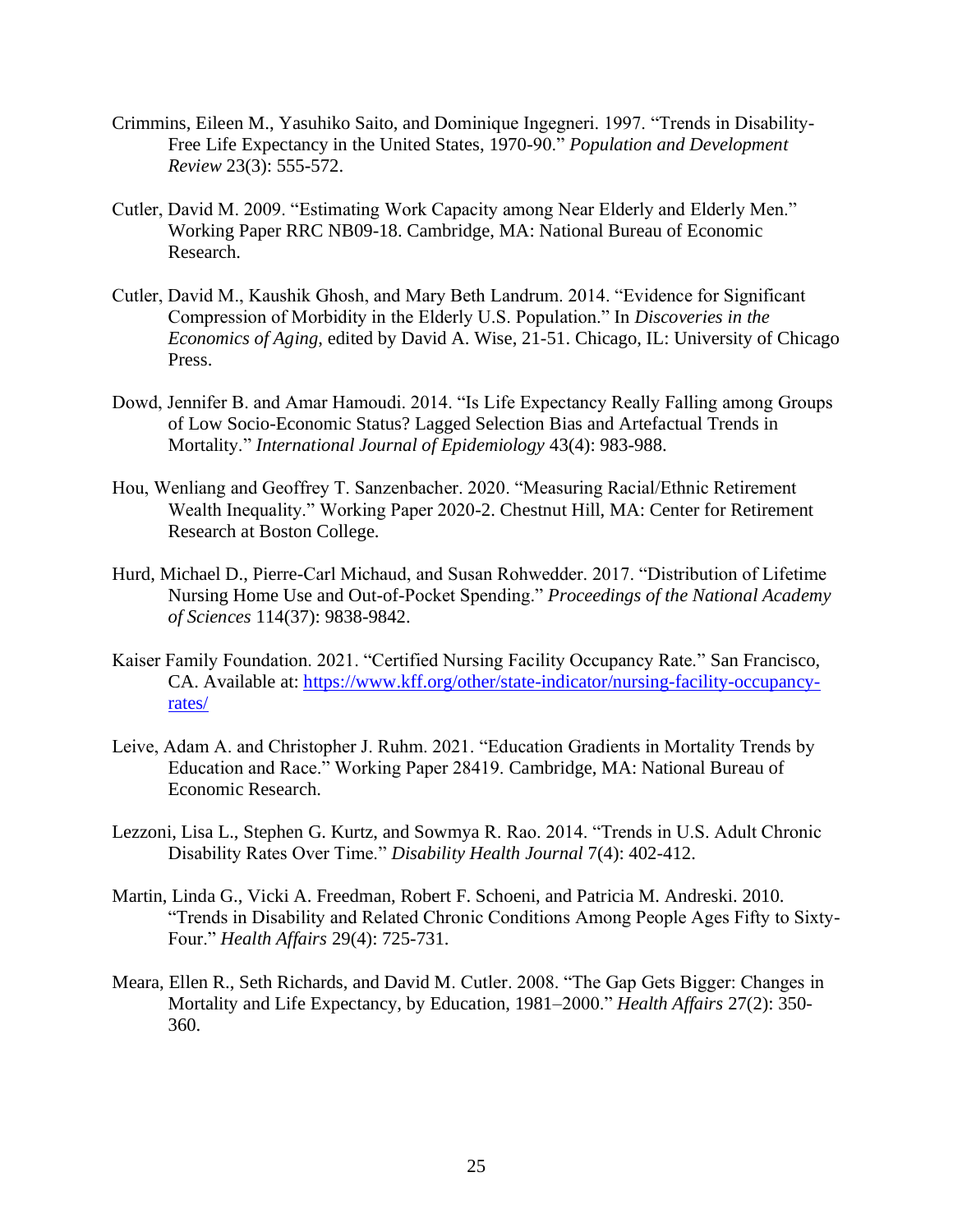Crimmins, Eileen M., Yasuhiko Saito, and Dominique Ingegneri. 1997. "Trends in Disability-Free Life Expectancy in the United States, 1970-90." *Population and Development Review* 23(3): 555-572.

Cutler, David M. 2009. "Estimating Work Capacity among Near Elderly and Elderly Men." Working Paper RRC NB09-18. Cambridge, MA: National Bureau of Economic Research.

Cutler, David M., Kaushik Ghosh, and Mary Beth Landrum. 2014. "Evidence for Significant Compression of Morbidity in the Elderly U.S. Population." In *Discoveries in the Economics of Aging*, edited by David A. Wise, 21-51. Chicago, IL: University of Chicago Press.

Dowd, Jennifer B. and Amar Hamoudi. 2014. "Is Life Expectancy Really Falling among Groups of Low Socio-Economic Status? Lagged Selection Bias and Artefactual Trends in Mortality." *International Journal of Epidemiology* 43(4): 983-988.

Hou, Wenliang and Geoffrey T. Sanzenbacher. 2020. "Measuring Racial/Ethnic Retirement Wealth Inequality." Working Paper 2020-2. Chestnut Hill, MA: Center for Retirement Research at Boston College.

Hurd, Michael D., Pierre-Carl Michaud, and Susan Rohwedder. 2017. "Distribution of Lifetime Nursing Home Use and Out-of-Pocket Spending." *Proceedings of the National Academy of Sciences* 114(37): 9838-9842.

Kaiser Family Foundation. 2021. "Certified Nursing Facility Occupancy Rate." San Francisco, CA. Available at: https://www.kff.org/other/state-indicator/nursing-facility-occupancy-rates/

Leive, Adam A. and Christopher J. Ruhm. 2021. "Education Gradients in Mortality Trends by Education and Race." Working Paper 28419. Cambridge, MA: National Bureau of Economic Research.

Lezzoni, Lisa L., Stephen G. Kurtz, and Sowmya R. Rao. 2014. "Trends in U.S. Adult Chronic Disability Rates Over Time." *Disability Health Journal* 7(4): 402-412.

Martin, Linda G., Vicki A. Freedman, Robert F. Schoeni, and Patricia M. Andreski. 2010. "Trends in Disability and Related Chronic Conditions Among People Ages Fifty to Sixty-Four." *Health Affairs* 29(4): 725-731.

Meara, Ellen R., Seth Richards, and David M. Cutler. 2008. "The Gap Gets Bigger: Changes in Mortality and Life Expectancy, by Education, 1981–2000." *Health Affairs* 27(2): 350-360.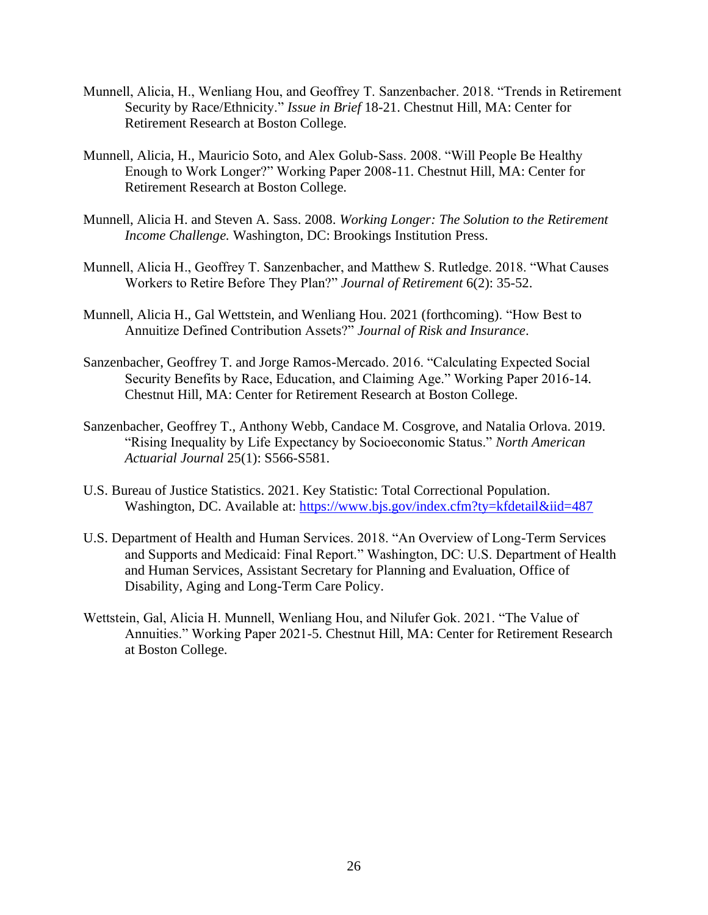Munnell, Alicia, H., Wenliang Hou, and Geoffrey T. Sanzenbacher. 2018. "Trends in Retirement Security by Race/Ethnicity." *Issue in Brief* 18-21. Chestnut Hill, MA: Center for Retirement Research at Boston College.

Munnell, Alicia, H., Mauricio Soto, and Alex Golub-Sass. 2008. "Will People Be Healthy Enough to Work Longer?" Working Paper 2008-11. Chestnut Hill, MA: Center for Retirement Research at Boston College.

Munnell, Alicia H. and Steven A. Sass. 2008. *Working Longer: The Solution to the Retirement Income Challenge.* Washington, DC: Brookings Institution Press.

Munnell, Alicia H., Geoffrey T. Sanzenbacher, and Matthew S. Rutledge. 2018. "What Causes Workers to Retire Before They Plan?" *Journal of Retirement* 6(2): 35-52.

Munnell, Alicia H., Gal Wettstein, and Wenliang Hou. 2021 (forthcoming). "How Best to Annuitize Defined Contribution Assets?" *Journal of Risk and Insurance*.

Sanzenbacher, Geoffrey T. and Jorge Ramos-Mercado. 2016. "Calculating Expected Social Security Benefits by Race, Education, and Claiming Age." Working Paper 2016-14. Chestnut Hill, MA: Center for Retirement Research at Boston College.

Sanzenbacher, Geoffrey T., Anthony Webb, Candace M. Cosgrove, and Natalia Orlova. 2019. "Rising Inequality by Life Expectancy by Socioeconomic Status." *North American Actuarial Journal* 25(1): S566-S581.

U.S. Bureau of Justice Statistics. 2021. Key Statistic: Total Correctional Population. Washington, DC. Available at: https://www.bjs.gov/index.cfm?ty=kfdetail&iid=487

U.S. Department of Health and Human Services. 2018. "An Overview of Long-Term Services and Supports and Medicaid: Final Report." Washington, DC: U.S. Department of Health and Human Services, Assistant Secretary for Planning and Evaluation, Office of Disability, Aging and Long-Term Care Policy.

Wettstein, Gal, Alicia H. Munnell, Wenliang Hou, and Nilufer Gok. 2021. "The Value of Annuities." Working Paper 2021-5. Chestnut Hill, MA: Center for Retirement Research at Boston College.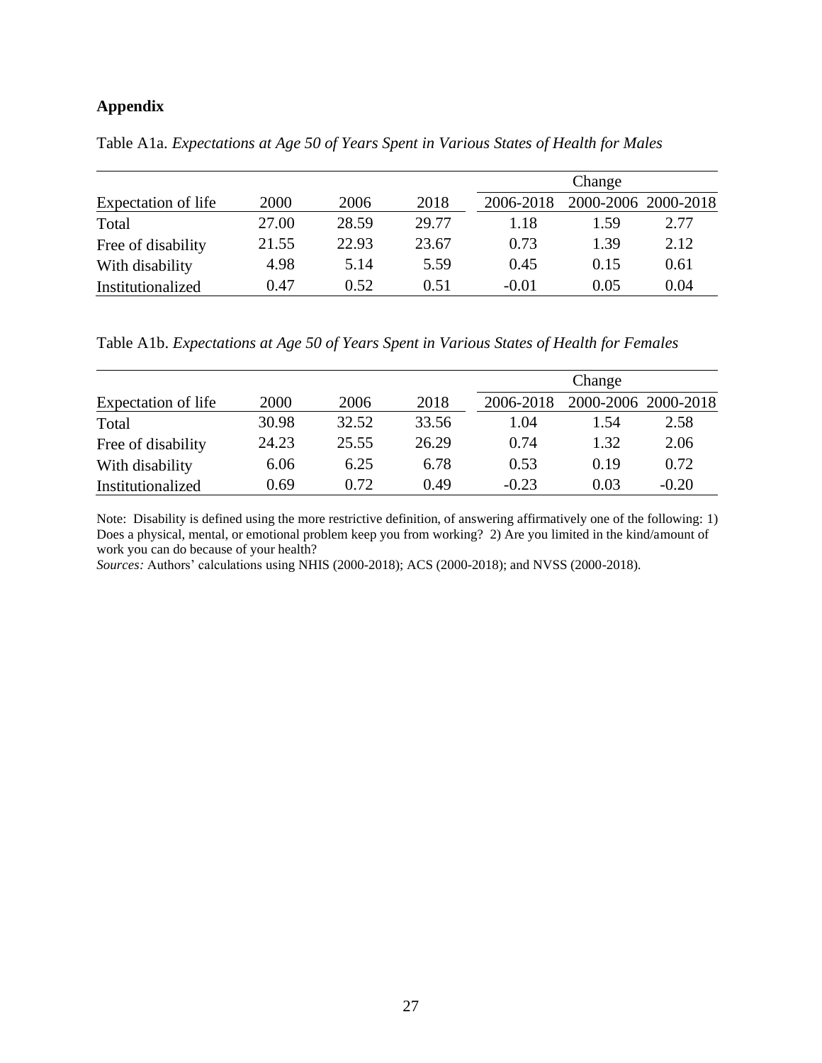## Appendix

Table A1a. *Expectations at Age 50 of Years Spent in Various States of Health for Males*

| | | | | Change | | |
|---|---|---|---|---|---|---|
| Expectation of life | 2000 | 2006 | 2018 | 2006-2018 | 2000-2006 | 2000-2018 |
| Total | 27.00 | 28.59 | 29.77 | 1.18 | 1.59 | 2.77 |
| Free of disability | 21.55 | 22.93 | 23.67 | 0.73 | 1.39 | 2.12 |
| With disability | 4.98 | 5.14 | 5.59 | 0.45 | 0.15 | 0.61 |
| Institutionalized | 0.47 | 0.52 | 0.51 | -0.01 | 0.05 | 0.04 |

Table A1b. *Expectations at Age 50 of Years Spent in Various States of Health for Females*

| | | | | Change | | |
|---|---|---|---|---|---|---|
| Expectation of life | 2000 | 2006 | 2018 | 2006-2018 | 2000-2006 | 2000-2018 |
| Total | 30.98 | 32.52 | 33.56 | 1.04 | 1.54 | 2.58 |
| Free of disability | 24.23 | 25.55 | 26.29 | 0.74 | 1.32 | 2.06 |
| With disability | 6.06 | 6.25 | 6.78 | 0.53 | 0.19 | 0.72 |
| Institutionalized | 0.69 | 0.72 | 0.49 | -0.23 | 0.03 | -0.20 |

Note: Disability is defined using the more restrictive definition, of answering affirmatively one of the following: 1) Does a physical, mental, or emotional problem keep you from working? 2) Are you limited in the kind/amount of work you can do because of your health?
*Sources:* Authors' calculations using NHIS (2000-2018); ACS (2000-2018); and NVSS (2000-2018).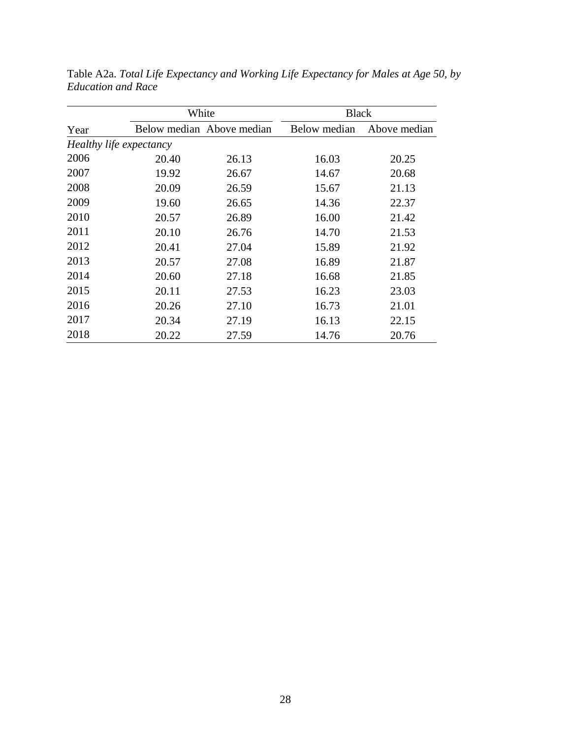Table A2a. *Total Life Expectancy and Working Life Expectancy for Males at Age 50, by Education and Race*

| | White | | Black | |
|---|---|---|---|---|
| Year | Below median | Above median | Below median | Above median |
| *Healthy life expectancy* | | | | |
| 2006 | 20.40 | 26.13 | 16.03 | 20.25 |
| 2007 | 19.92 | 26.67 | 14.67 | 20.68 |
| 2008 | 20.09 | 26.59 | 15.67 | 21.13 |
| 2009 | 19.60 | 26.65 | 14.36 | 22.37 |
| 2010 | 20.57 | 26.89 | 16.00 | 21.42 |
| 2011 | 20.10 | 26.76 | 14.70 | 21.53 |
| 2012 | 20.41 | 27.04 | 15.89 | 21.92 |
| 2013 | 20.57 | 27.08 | 16.89 | 21.87 |
| 2014 | 20.60 | 27.18 | 16.68 | 21.85 |
| 2015 | 20.11 | 27.53 | 16.23 | 23.03 |
| 2016 | 20.26 | 27.10 | 16.73 | 21.01 |
| 2017 | 20.34 | 27.19 | 16.13 | 22.15 |
| 2018 | 20.22 | 27.59 | 14.76 | 20.76 |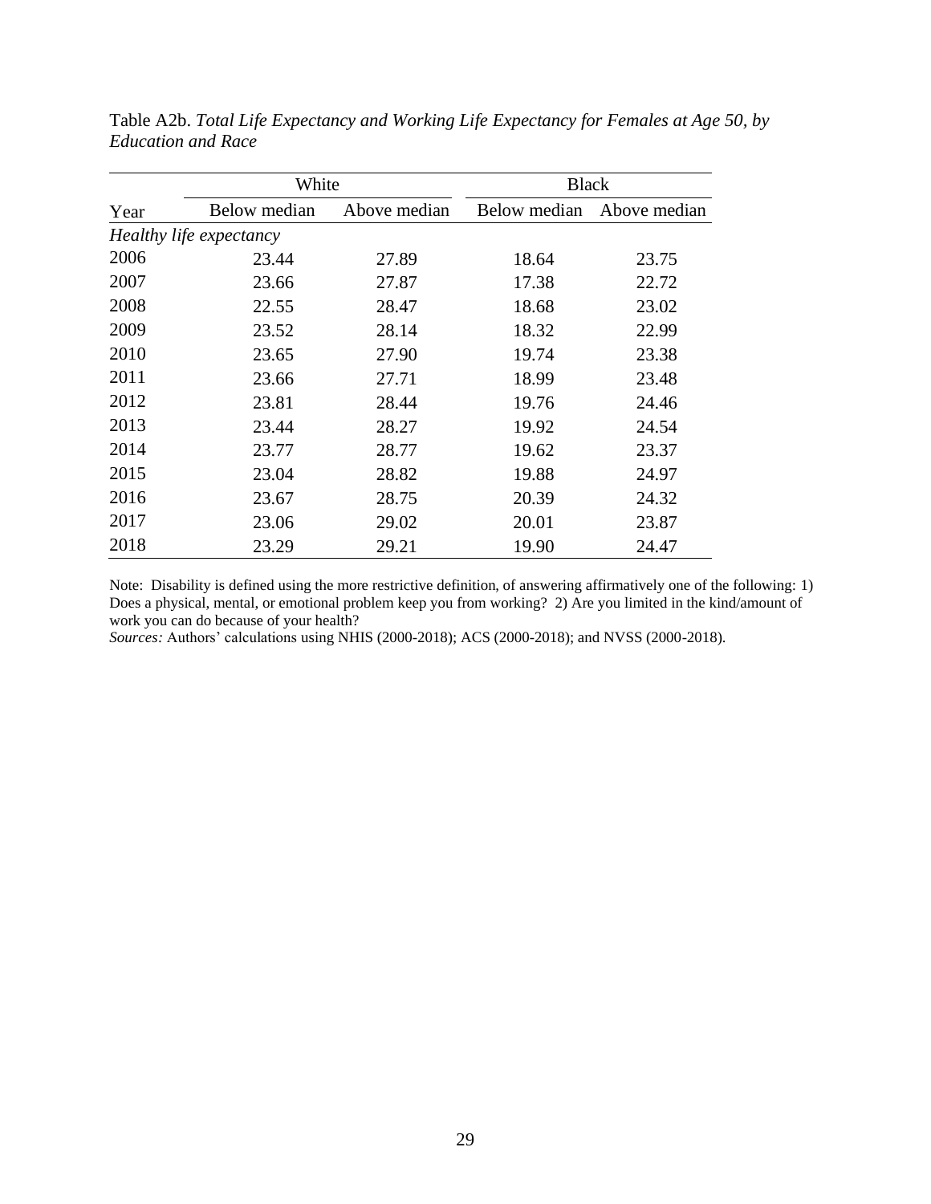Table A2b. *Total Life Expectancy and Working Life Expectancy for Females at Age 50, by Education and Race*

| | White | | Black | |
|---|---|---|---|---|
| Year | Below median | Above median | Below median | Above median |
| *Healthy life expectancy* | | | | |
| 2006 | 23.44 | 27.89 | 18.64 | 23.75 |
| 2007 | 23.66 | 27.87 | 17.38 | 22.72 |
| 2008 | 22.55 | 28.47 | 18.68 | 23.02 |
| 2009 | 23.52 | 28.14 | 18.32 | 22.99 |
| 2010 | 23.65 | 27.90 | 19.74 | 23.38 |
| 2011 | 23.66 | 27.71 | 18.99 | 23.48 |
| 2012 | 23.81 | 28.44 | 19.76 | 24.46 |
| 2013 | 23.44 | 28.27 | 19.92 | 24.54 |
| 2014 | 23.77 | 28.77 | 19.62 | 23.37 |
| 2015 | 23.04 | 28.82 | 19.88 | 24.97 |
| 2016 | 23.67 | 28.75 | 20.39 | 24.32 |
| 2017 | 23.06 | 29.02 | 20.01 | 23.87 |
| 2018 | 23.29 | 29.21 | 19.90 | 24.47 |

Note: Disability is defined using the more restrictive definition, of answering affirmatively one of the following: 1) Does a physical, mental, or emotional problem keep you from working? 2) Are you limited in the kind/amount of work you can do because of your health?

*Sources:* Authors' calculations using NHIS (2000-2018); ACS (2000-2018); and NVSS (2000-2018).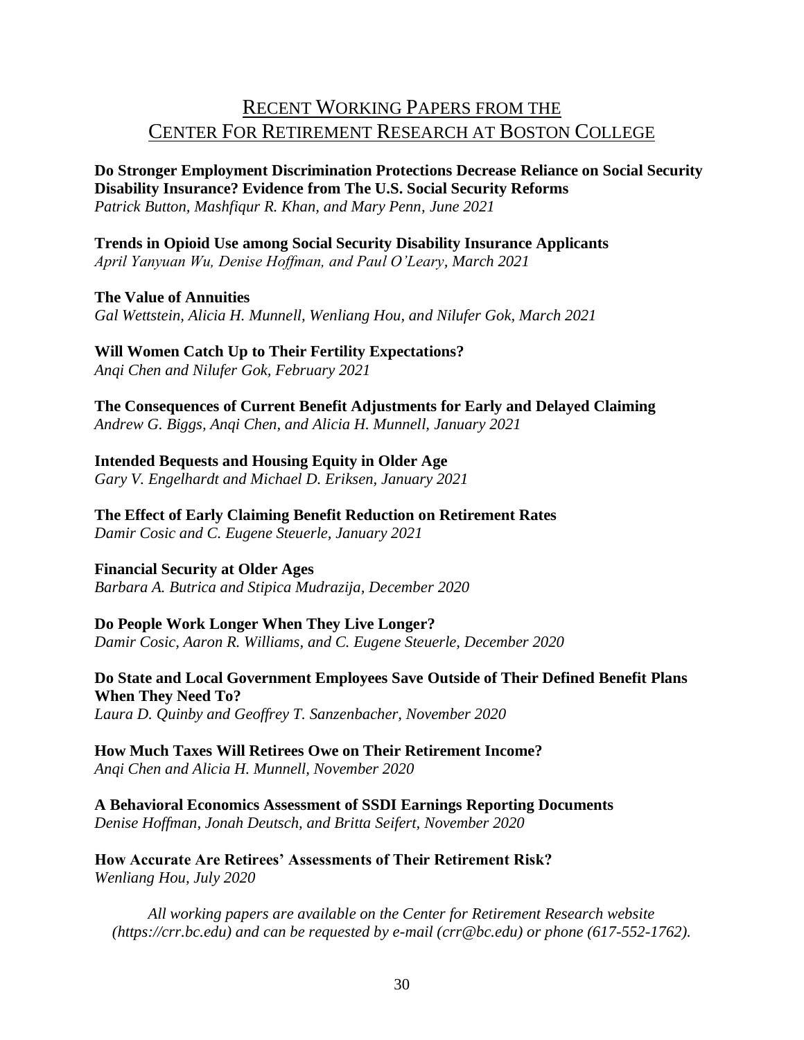# RECENT WORKING PAPERS FROM THE CENTER FOR RETIREMENT RESEARCH AT BOSTON COLLEGE

**Do Stronger Employment Discrimination Protections Decrease Reliance on Social Security Disability Insurance? Evidence from The U.S. Social Security Reforms**
*Patrick Button, Mashfiqur R. Khan, and Mary Penn, June 2021*

**Trends in Opioid Use among Social Security Disability Insurance Applicants**
*April Yanyuan Wu, Denise Hoffman, and Paul O'Leary, March 2021*

**The Value of Annuities**
*Gal Wettstein, Alicia H. Munnell, Wenliang Hou, and Nilufer Gok, March 2021*

**Will Women Catch Up to Their Fertility Expectations?**
*Anqi Chen and Nilufer Gok, February 2021*

**The Consequences of Current Benefit Adjustments for Early and Delayed Claiming**
*Andrew G. Biggs, Anqi Chen, and Alicia H. Munnell, January 2021*

**Intended Bequests and Housing Equity in Older Age**
*Gary V. Engelhardt and Michael D. Eriksen, January 2021*

**The Effect of Early Claiming Benefit Reduction on Retirement Rates**
*Damir Cosic and C. Eugene Steuerle, January 2021*

**Financial Security at Older Ages**
*Barbara A. Butrica and Stipica Mudrazija, December 2020*

**Do People Work Longer When They Live Longer?**
*Damir Cosic, Aaron R. Williams, and C. Eugene Steuerle, December 2020*

**Do State and Local Government Employees Save Outside of Their Defined Benefit Plans When They Need To?**
*Laura D. Quinby and Geoffrey T. Sanzenbacher, November 2020*

**How Much Taxes Will Retirees Owe on Their Retirement Income?**
*Anqi Chen and Alicia H. Munnell, November 2020*

**A Behavioral Economics Assessment of SSDI Earnings Reporting Documents**
*Denise Hoffman, Jonah Deutsch, and Britta Seifert, November 2020*

**How Accurate Are Retirees' Assessments of Their Retirement Risk?**
*Wenliang Hou, July 2020*

*All working papers are available on the Center for Retirement Research website (https://crr.bc.edu) and can be requested by e-mail (crr@bc.edu) or phone (617-552-1762).*